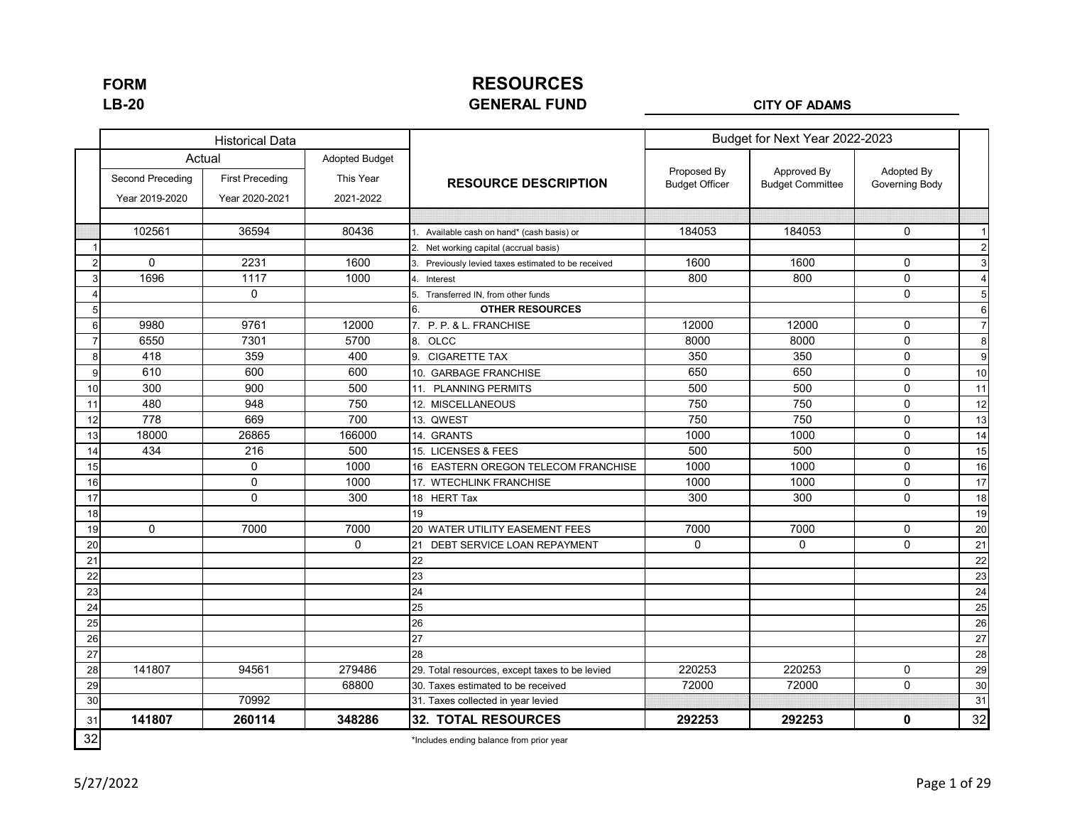**FORM LB-20**

# RESOURCES
## GENERAL FUND

**CITY OF ADAMS**

| | Historical Data | | | | Budget for Next Year 2022-2023 | | | |
|---|---|---|---|---|---|---|---|---|
| | Actual | | Adopted Budget | | | | | |
| | Second Preceding Year 2019-2020 | First Preceding Year 2020-2021 | This Year 2021-2022 | RESOURCE DESCRIPTION | Proposed By Budget Officer | Approved By Budget Committee | Adopted By Governing Body | |
| | 102561 | 36594 | 80436 | 1. Available cash on hand* (cash basis) or | 184053 | 184053 | 0 | 1 |
| 1 | | | | 2. Net working capital (accrual basis) | | | | 2 |
| 2 | 0 | 2231 | 1600 | 3. Previously levied taxes estimated to be received | 1600 | 1600 | 0 | 3 |
| 3 | 1696 | 1117 | 1000 | 4. Interest | 800 | 800 | 0 | 4 |
| 4 | | 0 | | 5. Transferred IN, from other funds | | | 0 | 5 |
| 5 | | | | 6. **OTHER RESOURCES** | | | | 6 |
| 6 | 9980 | 9761 | 12000 | 7. P. P. & L. FRANCHISE | 12000 | 12000 | 0 | 7 |
| 7 | 6550 | 7301 | 5700 | 8. OLCC | 8000 | 8000 | 0 | 8 |
| 8 | 418 | 359 | 400 | 9. CIGARETTE TAX | 350 | 350 | 0 | 9 |
| 9 | 610 | 600 | 600 | 10. GARBAGE FRANCHISE | 650 | 650 | 0 | 10 |
| 10 | 300 | 900 | 500 | 11. PLANNING PERMITS | 500 | 500 | 0 | 11 |
| 11 | 480 | 948 | 750 | 12. MISCELLANEOUS | 750 | 750 | 0 | 12 |
| 12 | 778 | 669 | 700 | 13. QWEST | 750 | 750 | 0 | 13 |
| 13 | 18000 | 26865 | 166000 | 14. GRANTS | 1000 | 1000 | 0 | 14 |
| 14 | 434 | 216 | 500 | 15. LICENSES & FEES | 500 | 500 | 0 | 15 |
| 15 | | 0 | 1000 | 16 EASTERN OREGON TELECOM FRANCHISE | 1000 | 1000 | 0 | 16 |
| 16 | | 0 | 1000 | 17. WTECHLINK FRANCHISE | 1000 | 1000 | 0 | 17 |
| 17 | | 0 | 300 | 18 HERT Tax | 300 | 300 | 0 | 18 |
| 18 | | | | 19 | | | | 19 |
| 19 | 0 | 7000 | 7000 | 20 WATER UTILITY EASEMENT FEES | 7000 | 7000 | 0 | 20 |
| 20 | | | 0 | 21 DEBT SERVICE LOAN REPAYMENT | 0 | 0 | 0 | 21 |
| 21 | | | | 22 | | | | 22 |
| 22 | | | | 23 | | | | 23 |
| 23 | | | | 24 | | | | 24 |
| 24 | | | | 25 | | | | 25 |
| 25 | | | | 26 | | | | 26 |
| 26 | | | | 27 | | | | 27 |
| 27 | | | | 28 | | | | 28 |
| 28 | 141807 | 94561 | 279486 | 29. Total resources, except taxes to be levied | 220253 | 220253 | 0 | 29 |
| 29 | | | 68800 | 30. Taxes estimated to be received | 72000 | 72000 | 0 | 30 |
| 30 | | 70992 | | 31. Taxes collected in year levied | | | | 31 |
| 31 | **141807** | **260114** | **348286** | **32. TOTAL RESOURCES** | **292253** | **292253** | **0** | 32 |
| 32 | | | | | | | | |

*Includes ending balance from prior year

5/27/2022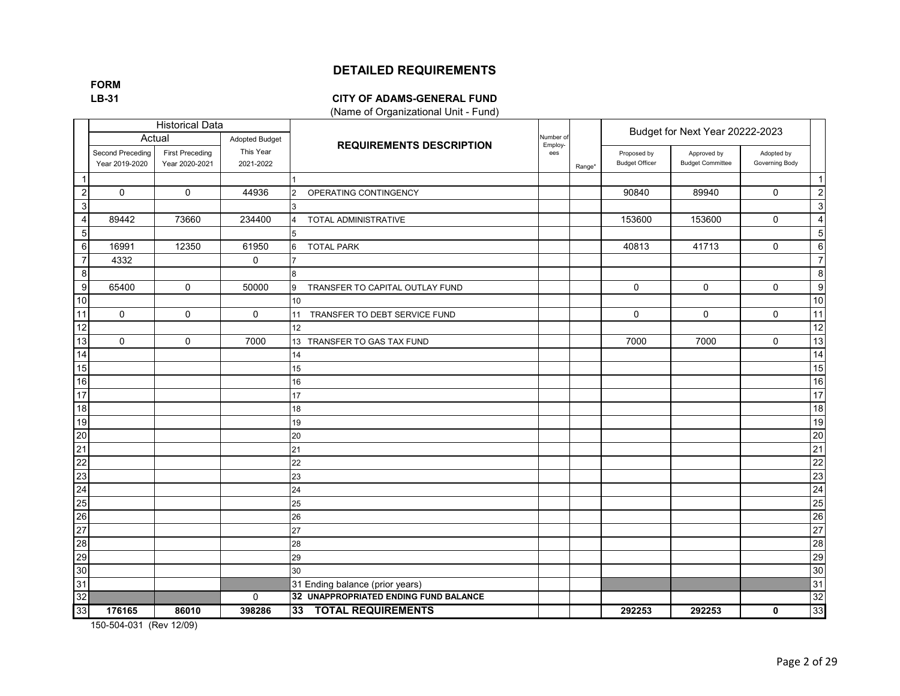# DETAILED REQUIREMENTS

**FORM**
**LB-31**

**CITY OF ADAMS-GENERAL FUND**
(Name of Organizational Unit - Fund)

| | Historical Data | | | REQUIREMENTS DESCRIPTION | Number of Employ-ees | Range* | Budget for Next Year 20222-2023 | | | |
|---|---|---|---|---|---|---|---|---|---|---|
| | Actual | | Adopted Budget | | | | | | | |
| | Second Preceding Year 2019-2020 | First Preceding Year 2020-2021 | This Year 2021-2022 | | | | Proposed by Budget Officer | Approved by Budget Committee | Adopted by Governing Body | |
| 1 | | | | 1 | | | | | | 1 |
| 2 | 0 | 0 | 44936 | 2 OPERATING CONTINGENCY | | | 90840 | 89940 | 0 | 2 |
| 3 | | | | 3 | | | | | | 3 |
| 4 | 89442 | 73660 | 234400 | 4 TOTAL ADMINISTRATIVE | | | 153600 | 153600 | 0 | 4 |
| 5 | | | | 5 | | | | | | 5 |
| 6 | 16991 | 12350 | 61950 | 6 TOTAL PARK | | | 40813 | 41713 | 0 | 6 |
| 7 | 4332 | | 0 | 7 | | | | | | 7 |
| 8 | | | | 8 | | | | | | 8 |
| 9 | 65400 | 0 | 50000 | 9 TRANSFER TO CAPITAL OUTLAY FUND | | | 0 | 0 | 0 | 9 |
| 10 | | | | 10 | | | | | | 10 |
| 11 | 0 | 0 | 0 | 11 TRANSFER TO DEBT SERVICE FUND | | | 0 | 0 | 0 | 11 |
| 12 | | | | 12 | | | | | | 12 |
| 13 | 0 | 0 | 7000 | 13 TRANSFER TO GAS TAX FUND | | | 7000 | 7000 | 0 | 13 |
| 14 | | | | 14 | | | | | | 14 |
| 15 | | | | 15 | | | | | | 15 |
| 16 | | | | 16 | | | | | | 16 |
| 17 | | | | 17 | | | | | | 17 |
| 18 | | | | 18 | | | | | | 18 |
| 19 | | | | 19 | | | | | | 19 |
| 20 | | | | 20 | | | | | | 20 |
| 21 | | | | 21 | | | | | | 21 |
| 22 | | | | 22 | | | | | | 22 |
| 23 | | | | 23 | | | | | | 23 |
| 24 | | | | 24 | | | | | | 24 |
| 25 | | | | 25 | | | | | | 25 |
| 26 | | | | 26 | | | | | | 26 |
| 27 | | | | 27 | | | | | | 27 |
| 28 | | | | 28 | | | | | | 28 |
| 29 | | | | 29 | | | | | | 29 |
| 30 | | | | 30 | | | | | | 30 |
| 31 | | | | 31 Ending balance (prior years) | | | | | | 31 |
| 32 | | | 0 | **32 UNAPPROPRIATED ENDING FUND BALANCE** | | | | | | 32 |
| 33 | **176165** | **86010** | **398286** | **33 TOTAL REQUIREMENTS** | | | **292253** | **292253** | **0** | 33 |

150-504-031 (Rev 12/09)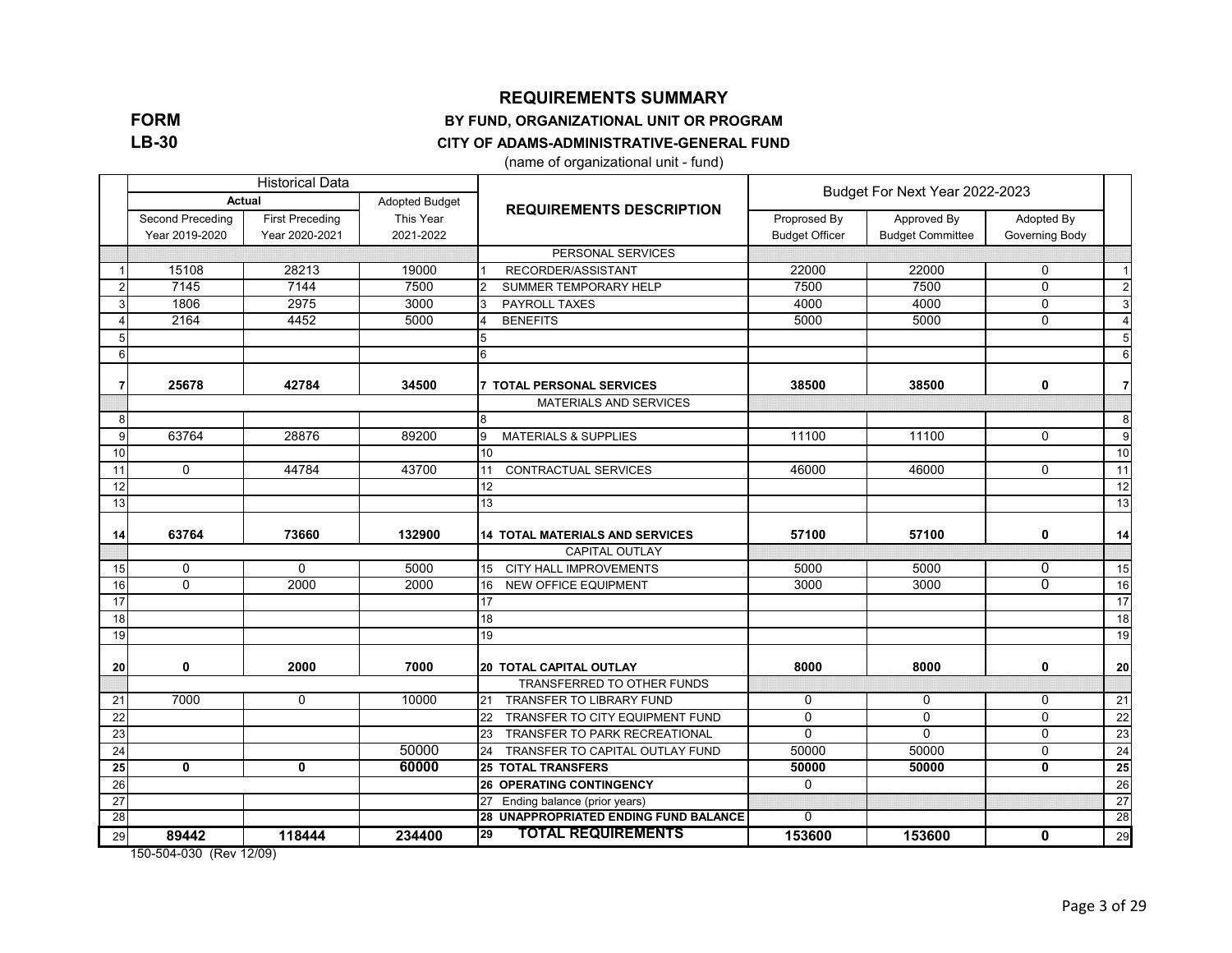**FORM**
**LB-30**

# REQUIREMENTS SUMMARY

## BY FUND, ORGANIZATIONAL UNIT OR PROGRAM

### CITY OF ADAMS-ADMINISTRATIVE-GENERAL FUND

(name of organizational unit - fund)

| | Historical Data | | | REQUIREMENTS DESCRIPTION | Budget For Next Year 2022-2023 | | | |
|---|---|---|---|---|---|---|---|---|
| | Actual | | Adopted Budget | | | | | |
| | Second Preceding Year 2019-2020 | First Preceding Year 2020-2021 | This Year 2021-2022 | | Proprosed By Budget Officer | Approved By Budget Committee | Adopted By Governing Body | |
| | | | | PERSONAL SERVICES | | | | |
| 1 | 15108 | 28213 | 19000 | 1 RECORDER/ASSISTANT | 22000 | 22000 | 0 | 1 |
| 2 | 7145 | 7144 | 7500 | 2 SUMMER TEMPORARY HELP | 7500 | 7500 | 0 | 2 |
| 3 | 1806 | 2975 | 3000 | 3 PAYROLL TAXES | 4000 | 4000 | 0 | 3 |
| 4 | 2164 | 4452 | 5000 | 4 BENEFITS | 5000 | 5000 | 0 | 4 |
| 5 | | | | 5 | | | | 5 |
| 6 | | | | 6 | | | | 6 |
| **7** | **25678** | **42784** | **34500** | **7 TOTAL PERSONAL SERVICES** | **38500** | **38500** | **0** | **7** |
| | | | | MATERIALS AND SERVICES | | | | |
| 8 | | | | 8 | | | | 8 |
| 9 | 63764 | 28876 | 89200 | 9 MATERIALS & SUPPLIES | 11100 | 11100 | 0 | 9 |
| 10 | | | | 10 | | | | 10 |
| 11 | 0 | 44784 | 43700 | 11 CONTRACTUAL SERVICES | 46000 | 46000 | 0 | 11 |
| 12 | | | | 12 | | | | 12 |
| 13 | | | | 13 | | | | 13 |
| **14** | **63764** | **73660** | **132900** | **14 TOTAL MATERIALS AND SERVICES** | **57100** | **57100** | **0** | **14** |
| | | | | CAPITAL OUTLAY | | | | |
| 15 | 0 | 0 | 5000 | 15 CITY HALL IMPROVEMENTS | 5000 | 5000 | 0 | 15 |
| 16 | 0 | 2000 | 2000 | 16 NEW OFFICE EQUIPMENT | 3000 | 3000 | 0 | 16 |
| 17 | | | | 17 | | | | 17 |
| 18 | | | | 18 | | | | 18 |
| 19 | | | | 19 | | | | 19 |
| **20** | **0** | **2000** | **7000** | **20 TOTAL CAPITAL OUTLAY** | **8000** | **8000** | **0** | **20** |
| | | | | TRANSFERRED TO OTHER FUNDS | | | | |
| 21 | 7000 | 0 | 10000 | 21 TRANSFER TO LIBRARY FUND | 0 | 0 | 0 | 21 |
| 22 | | | | 22 TRANSFER TO CITY EQUIPMENT FUND | 0 | 0 | 0 | 22 |
| 23 | | | | 23 TRANSFER TO PARK RECREATIONAL | 0 | 0 | 0 | 23 |
| 24 | | | 50000 | 24 TRANSFER TO CAPITAL OUTLAY FUND | 50000 | 50000 | 0 | 24 |
| **25** | **0** | **0** | **60000** | **25 TOTAL TRANSFERS** | **50000** | **50000** | **0** | **25** |
| 26 | | | | **26 OPERATING CONTINGENCY** | 0 | | | 26 |
| 27 | | | | 27 Ending balance (prior years) | | | | 27 |
| 28 | | | | **28 UNAPPROPRIATED ENDING FUND BALANCE** | 0 | | | 28 |
| 29 | **89442** | **118444** | **234400** | **29 TOTAL REQUIREMENTS** | **153600** | **153600** | **0** | 29 |

150-504-030 (Rev 12/09)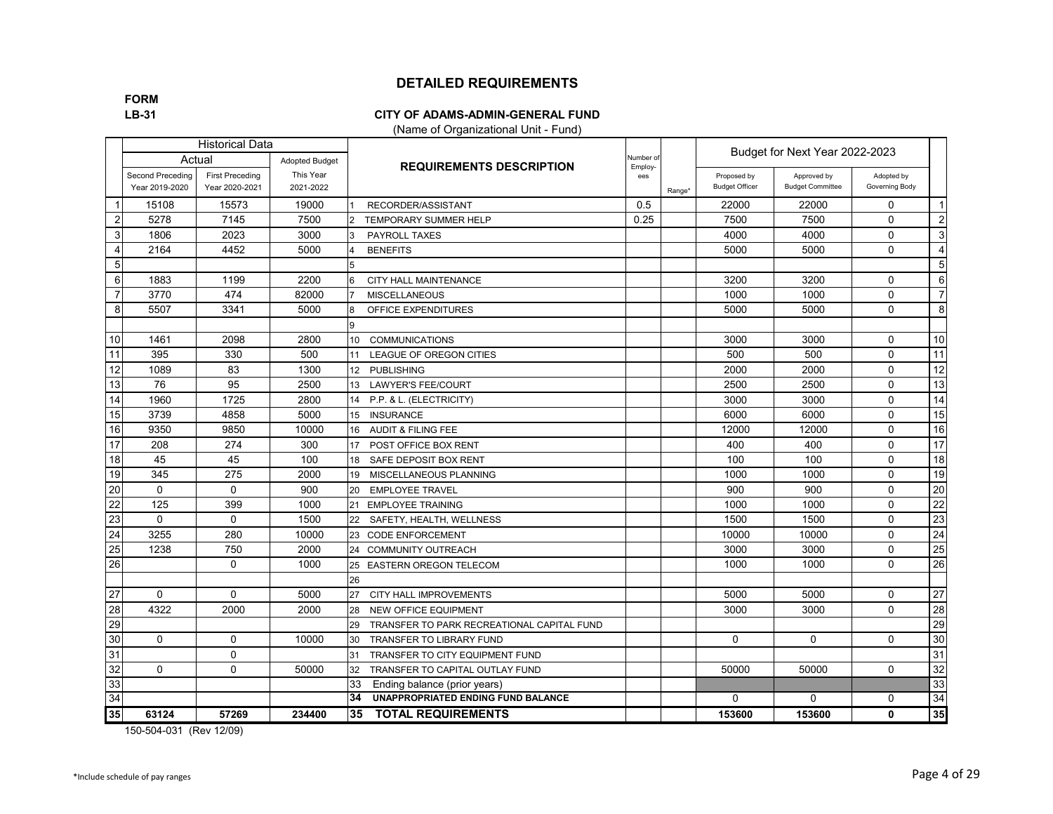# DETAILED REQUIREMENTS

**FORM LB-31**

**CITY OF ADAMS-ADMIN-GENERAL FUND**

(Name of Organizational Unit - Fund)

| | Historical Data | | | REQUIREMENTS DESCRIPTION | Number of Employ-ees | Range* | Budget for Next Year 2022-2023 | | | |
|---|---|---|---|---|---|---|---|---|---|---|
| | Actual | | Adopted Budget | | | | | | | |
| | Second Preceding Year 2019-2020 | First Preceding Year 2020-2021 | This Year 2021-2022 | | | | Proposed by Budget Officer | Approved by Budget Committee | Adopted by Governing Body | |
| 1 | 15108 | 15573 | 19000 | 1 RECORDER/ASSISTANT | 0.5 | | 22000 | 22000 | 0 | 1 |
| 2 | 5278 | 7145 | 7500 | 2 TEMPORARY SUMMER HELP | 0.25 | | 7500 | 7500 | 0 | 2 |
| 3 | 1806 | 2023 | 3000 | 3 PAYROLL TAXES | | | 4000 | 4000 | 0 | 3 |
| 4 | 2164 | 4452 | 5000 | 4 BENEFITS | | | 5000 | 5000 | 0 | 4 |
| 5 | | | | 5 | | | | | | 5 |
| 6 | 1883 | 1199 | 2200 | 6 CITY HALL MAINTENANCE | | | 3200 | 3200 | 0 | 6 |
| 7 | 3770 | 474 | 82000 | 7 MISCELLANEOUS | | | 1000 | 1000 | 0 | 7 |
| 8 | 5507 | 3341 | 5000 | 8 OFFICE EXPENDITURES | | | 5000 | 5000 | 0 | 8 |
| | | | | 9 | | | | | | |
| 10 | 1461 | 2098 | 2800 | 10 COMMUNICATIONS | | | 3000 | 3000 | 0 | 10 |
| 11 | 395 | 330 | 500 | 11 LEAGUE OF OREGON CITIES | | | 500 | 500 | 0 | 11 |
| 12 | 1089 | 83 | 1300 | 12 PUBLISHING | | | 2000 | 2000 | 0 | 12 |
| 13 | 76 | 95 | 2500 | 13 LAWYER'S FEE/COURT | | | 2500 | 2500 | 0 | 13 |
| 14 | 1960 | 1725 | 2800 | 14 P.P. & L. (ELECTRICITY) | | | 3000 | 3000 | 0 | 14 |
| 15 | 3739 | 4858 | 5000 | 15 INSURANCE | | | 6000 | 6000 | 0 | 15 |
| 16 | 9350 | 9850 | 10000 | 16 AUDIT & FILING FEE | | | 12000 | 12000 | 0 | 16 |
| 17 | 208 | 274 | 300 | 17 POST OFFICE BOX RENT | | | 400 | 400 | 0 | 17 |
| 18 | 45 | 45 | 100 | 18 SAFE DEPOSIT BOX RENT | | | 100 | 100 | 0 | 18 |
| 19 | 345 | 275 | 2000 | 19 MISCELLANEOUS PLANNING | | | 1000 | 1000 | 0 | 19 |
| 20 | 0 | 0 | 900 | 20 EMPLOYEE TRAVEL | | | 900 | 900 | 0 | 20 |
| 22 | 125 | 399 | 1000 | 21 EMPLOYEE TRAINING | | | 1000 | 1000 | 0 | 22 |
| 23 | 0 | 0 | 1500 | 22 SAFETY, HEALTH, WELLNESS | | | 1500 | 1500 | 0 | 23 |
| 24 | 3255 | 280 | 10000 | 23 CODE ENFORCEMENT | | | 10000 | 10000 | 0 | 24 |
| 25 | 1238 | 750 | 2000 | 24 COMMUNITY OUTREACH | | | 3000 | 3000 | 0 | 25 |
| 26 | | 0 | 1000 | 25 EASTERN OREGON TELECOM | | | 1000 | 1000 | 0 | 26 |
| | | | | 26 | | | | | | |
| 27 | 0 | 0 | 5000 | 27 CITY HALL IMPROVEMENTS | | | 5000 | 5000 | 0 | 27 |
| 28 | 4322 | 2000 | 2000 | 28 NEW OFFICE EQUIPMENT | | | 3000 | 3000 | 0 | 28 |
| 29 | | | | 29 TRANSFER TO PARK RECREATIONAL CAPITAL FUND | | | | | | 29 |
| 30 | 0 | 0 | 10000 | 30 TRANSFER TO LIBRARY FUND | | | 0 | 0 | 0 | 30 |
| 31 | | 0 | | 31 TRANSFER TO CITY EQUIPMENT FUND | | | | | | 31 |
| 32 | 0 | 0 | 50000 | 32 TRANSFER TO CAPITAL OUTLAY FUND | | | 50000 | 50000 | 0 | 32 |
| 33 | | | | 33 Ending balance (prior years) | | | | | | 33 |
| 34 | | | | **34 UNAPPROPRIATED ENDING FUND BALANCE** | | | 0 | 0 | 0 | 34 |
| **35** | **63124** | **57269** | **234400** | **35 TOTAL REQUIREMENTS** | | | **153600** | **153600** | **0** | **35** |

150-504-031 (Rev 12/09)

*Include schedule of pay ranges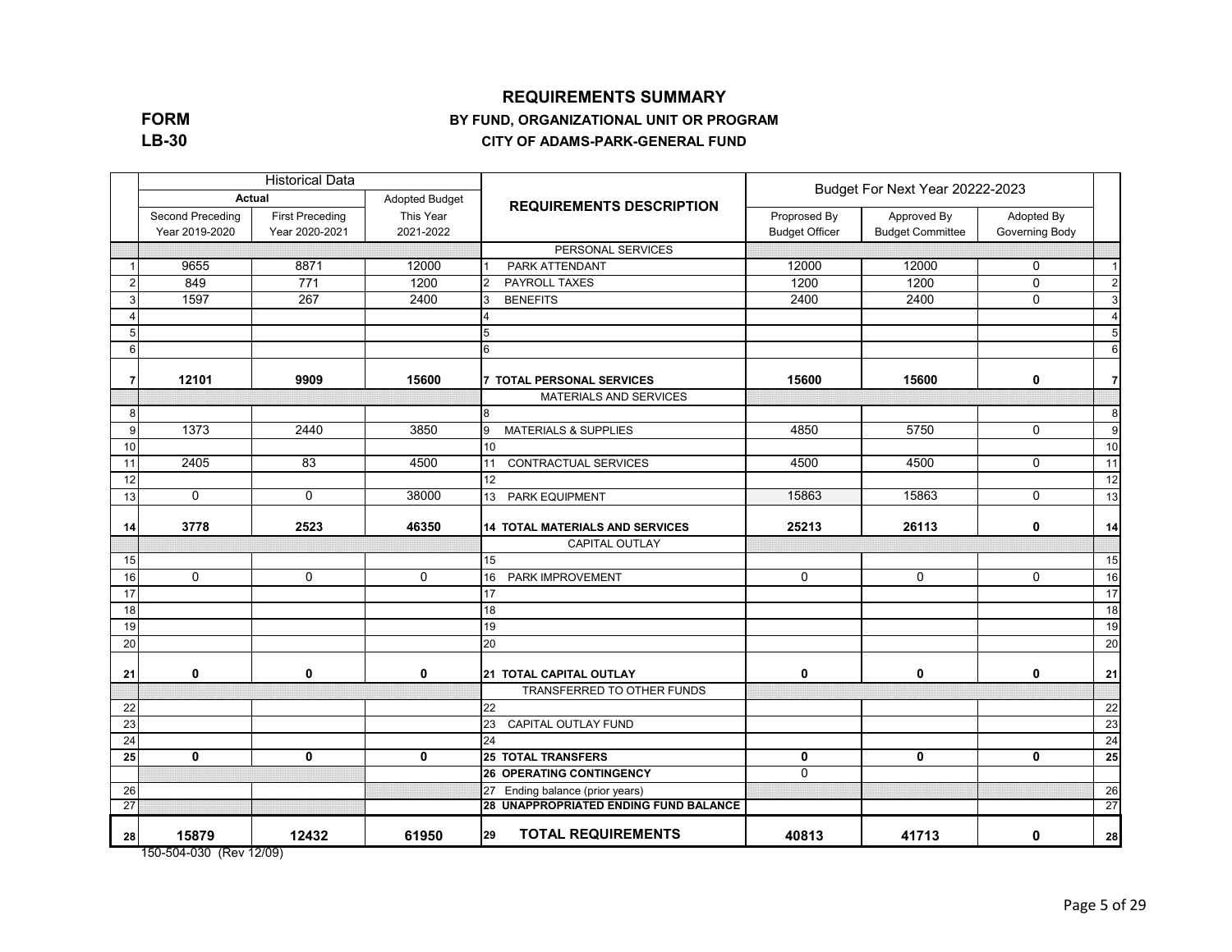**FORM LB-30**

# REQUIREMENTS SUMMARY

## BY FUND, ORGANIZATIONAL UNIT OR PROGRAM

## CITY OF ADAMS-PARK-GENERAL FUND

| | Historical Data | | | REQUIREMENTS DESCRIPTION | Budget For Next Year 20222-2023 | | | |
|---|---|---|---|---|---|---|---|---|
| | Actual | | Adopted Budget | | | | | |
| | Second Preceding Year 2019-2020 | First Preceding Year 2020-2021 | This Year 2021-2022 | | Proprosed By Budget Officer | Approved By Budget Committee | Adopted By Governing Body | |
| | | | | PERSONAL SERVICES | | | | |
| 1 | 9655 | 8871 | 12000 | 1 PARK ATTENDANT | 12000 | 12000 | 0 | 1 |
| 2 | 849 | 771 | 1200 | 2 PAYROLL TAXES | 1200 | 1200 | 0 | 2 |
| 3 | 1597 | 267 | 2400 | 3 BENEFITS | 2400 | 2400 | 0 | 3 |
| 4 | | | | 4 | | | | 4 |
| 5 | | | | 5 | | | | 5 |
| 6 | | | | 6 | | | | 6 |
| 7 | **12101** | **9909** | **15600** | **7 TOTAL PERSONAL SERVICES** | **15600** | **15600** | **0** | 7 |
| | | | | MATERIALS AND SERVICES | | | | |
| 8 | | | | 8 | | | | 8 |
| 9 | 1373 | 2440 | 3850 | 9 MATERIALS & SUPPLIES | 4850 | 5750 | 0 | 9 |
| 10 | | | | 10 | | | | 10 |
| 11 | 2405 | 83 | 4500 | 11 CONTRACTUAL SERVICES | 4500 | 4500 | 0 | 11 |
| 12 | | | | 12 | | | | 12 |
| 13 | 0 | 0 | 38000 | 13 PARK EQUIPMENT | 15863 | 15863 | 0 | 13 |
| 14 | **3778** | **2523** | **46350** | **14 TOTAL MATERIALS AND SERVICES** | **25213** | **26113** | **0** | 14 |
| | | | | CAPITAL OUTLAY | | | | |
| 15 | | | | 15 | | | | 15 |
| 16 | 0 | 0 | 0 | 16 PARK IMPROVEMENT | 0 | 0 | 0 | 16 |
| 17 | | | | 17 | | | | 17 |
| 18 | | | | 18 | | | | 18 |
| 19 | | | | 19 | | | | 19 |
| 20 | | | | 20 | | | | 20 |
| 21 | **0** | **0** | **0** | **21 TOTAL CAPITAL OUTLAY** | **0** | **0** | **0** | 21 |
| | | | | TRANSFERRED TO OTHER FUNDS | | | | |
| 22 | | | | 22 | | | | 22 |
| 23 | | | | 23 CAPITAL OUTLAY FUND | | | | 23 |
| 24 | | | | 24 | | | | 24 |
| 25 | **0** | **0** | **0** | **25 TOTAL TRANSFERS** | **0** | **0** | **0** | 25 |
| | | | | **26 OPERATING CONTINGENCY** | 0 | | | |
| 26 | | | | 27 Ending balance (prior years) | | | | 26 |
| 27 | | | | **28 UNAPPROPRIATED ENDING FUND BALANCE** | | | | 27 |
| 28 | **15879** | **12432** | **61950** | **29 TOTAL REQUIREMENTS** | **40813** | **41713** | **0** | 28 |

150-504-030 (Rev 12/09)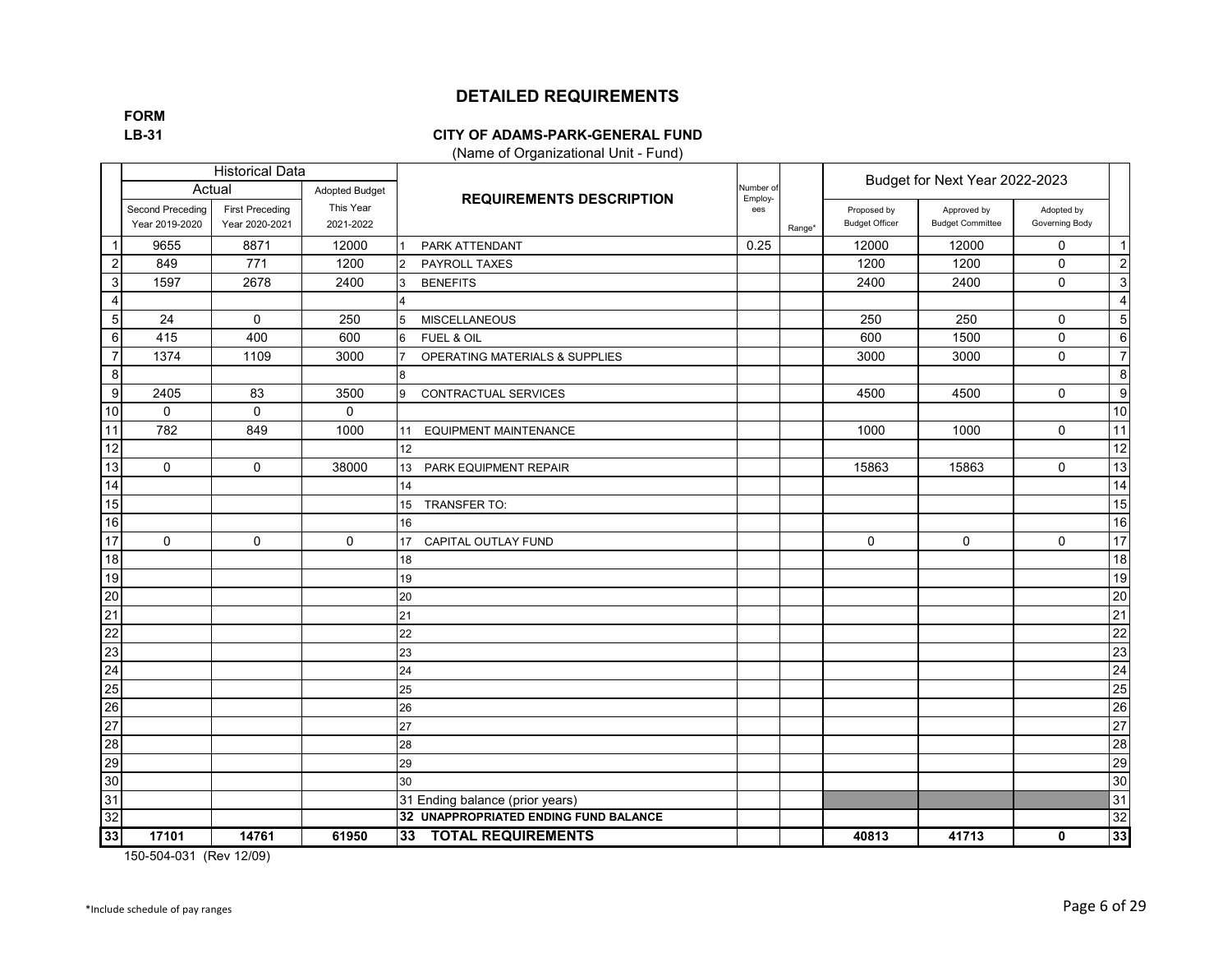# DETAILED REQUIREMENTS

**FORM**
**LB-31**

**CITY OF ADAMS-PARK-GENERAL FUND**
(Name of Organizational Unit - Fund)

| | Historical Data | | | REQUIREMENTS DESCRIPTION | Number of Employ-ees | Range* | Budget for Next Year 2022-2023 | | | |
|---|---|---|---|---|---|---|---|---|---|---|
| | Actual | | Adopted Budget | | | | | | | |
| | Second Preceding Year 2019-2020 | First Preceding Year 2020-2021 | This Year 2021-2022 | | | | Proposed by Budget Officer | Approved by Budget Committee | Adopted by Governing Body | |
| 1 | 9655 | 8871 | 12000 | 1 PARK ATTENDANT | 0.25 | | 12000 | 12000 | 0 | 1 |
| 2 | 849 | 771 | 1200 | 2 PAYROLL TAXES | | | 1200 | 1200 | 0 | 2 |
| 3 | 1597 | 2678 | 2400 | 3 BENEFITS | | | 2400 | 2400 | 0 | 3 |
| 4 | | | | 4 | | | | | | 4 |
| 5 | 24 | 0 | 250 | 5 MISCELLANEOUS | | | 250 | 250 | 0 | 5 |
| 6 | 415 | 400 | 600 | 6 FUEL & OIL | | | 600 | 1500 | 0 | 6 |
| 7 | 1374 | 1109 | 3000 | 7 OPERATING MATERIALS & SUPPLIES | | | 3000 | 3000 | 0 | 7 |
| 8 | | | | 8 | | | | | | 8 |
| 9 | 2405 | 83 | 3500 | 9 CONTRACTUAL SERVICES | | | 4500 | 4500 | 0 | 9 |
| 10 | 0 | 0 | 0 | | | | | | | 10 |
| 11 | 782 | 849 | 1000 | 11 EQUIPMENT MAINTENANCE | | | 1000 | 1000 | 0 | 11 |
| 12 | | | | 12 | | | | | | 12 |
| 13 | 0 | 0 | 38000 | 13 PARK EQUIPMENT REPAIR | | | 15863 | 15863 | 0 | 13 |
| 14 | | | | 14 | | | | | | 14 |
| 15 | | | | 15 TRANSFER TO: | | | | | | 15 |
| 16 | | | | 16 | | | | | | 16 |
| 17 | 0 | 0 | 0 | 17 CAPITAL OUTLAY FUND | | | 0 | 0 | 0 | 17 |
| 18 | | | | 18 | | | | | | 18 |
| 19 | | | | 19 | | | | | | 19 |
| 20 | | | | 20 | | | | | | 20 |
| 21 | | | | 21 | | | | | | 21 |
| 22 | | | | 22 | | | | | | 22 |
| 23 | | | | 23 | | | | | | 23 |
| 24 | | | | 24 | | | | | | 24 |
| 25 | | | | 25 | | | | | | 25 |
| 26 | | | | 26 | | | | | | 26 |
| 27 | | | | 27 | | | | | | 27 |
| 28 | | | | 28 | | | | | | 28 |
| 29 | | | | 29 | | | | | | 29 |
| 30 | | | | 30 | | | | | | 30 |
| 31 | | | | 31 Ending balance (prior years) | | | | | | 31 |
| 32 | | | | **32 UNAPPROPRIATED ENDING FUND BALANCE** | | | | | | 32 |
| **33** | **17101** | **14761** | **61950** | **33 TOTAL REQUIREMENTS** | | | **40813** | **41713** | **0** | **33** |

150-504-031 (Rev 12/09)

*Include schedule of pay ranges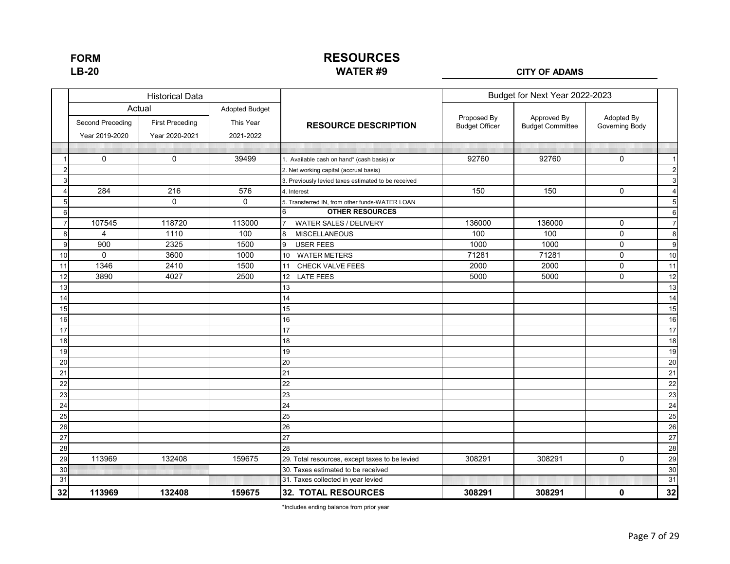**FORM**
**LB-20**

# RESOURCES
## WATER #9

**CITY OF ADAMS**

| | Historical Data | | | RESOURCE DESCRIPTION | Budget for Next Year 2022-2023 | | | |
|---|---|---|---|---|---|---|---|---|
| | Actual | | Adopted Budget | | | | | |
| | Second Preceding Year 2019-2020 | First Preceding Year 2020-2021 | This Year 2021-2022 | | Proposed By Budget Officer | Approved By Budget Committee | Adopted By Governing Body | |
| 1 | 0 | 0 | 39499 | 1. Available cash on hand* (cash basis) or | 92760 | 92760 | 0 | 1 |
| 2 | | | | 2. Net working capital (accrual basis) | | | | 2 |
| 3 | | | | 3. Previously levied taxes estimated to be received | | | | 3 |
| 4 | 284 | 216 | 576 | 4. Interest | 150 | 150 | 0 | 4 |
| 5 | | 0 | 0 | 5. Transferred IN, from other funds-WATER LOAN | | | | 5 |
| 6 | | | | 6 **OTHER RESOURCES** | | | | 6 |
| 7 | 107545 | 118720 | 113000 | 7 WATER SALES / DELIVERY | 136000 | 136000 | 0 | 7 |
| 8 | 4 | 1110 | 100 | 8 MISCELLANEOUS | 100 | 100 | 0 | 8 |
| 9 | 900 | 2325 | 1500 | 9 USER FEES | 1000 | 1000 | 0 | 9 |
| 10 | 0 | 3600 | 1000 | 10 WATER METERS | 71281 | 71281 | 0 | 10 |
| 11 | 1346 | 2410 | 1500 | 11 CHECK VALVE FEES | 2000 | 2000 | 0 | 11 |
| 12 | 3890 | 4027 | 2500 | 12 LATE FEES | 5000 | 5000 | 0 | 12 |
| 13 | | | | 13 | | | | 13 |
| 14 | | | | 14 | | | | 14 |
| 15 | | | | 15 | | | | 15 |
| 16 | | | | 16 | | | | 16 |
| 17 | | | | 17 | | | | 17 |
| 18 | | | | 18 | | | | 18 |
| 19 | | | | 19 | | | | 19 |
| 20 | | | | 20 | | | | 20 |
| 21 | | | | 21 | | | | 21 |
| 22 | | | | 22 | | | | 22 |
| 23 | | | | 23 | | | | 23 |
| 24 | | | | 24 | | | | 24 |
| 25 | | | | 25 | | | | 25 |
| 26 | | | | 26 | | | | 26 |
| 27 | | | | 27 | | | | 27 |
| 28 | | | | 28 | | | | 28 |
| 29 | 113969 | 132408 | 159675 | 29. Total resources, except taxes to be levied | 308291 | 308291 | 0 | 29 |
| 30 | | | | 30. Taxes estimated to be received | | | | 30 |
| 31 | | | | 31. Taxes collected in year levied | | | | 31 |
| **32** | **113969** | **132408** | **159675** | **32. TOTAL RESOURCES** | **308291** | **308291** | **0** | **32** |

*Includes ending balance from prior year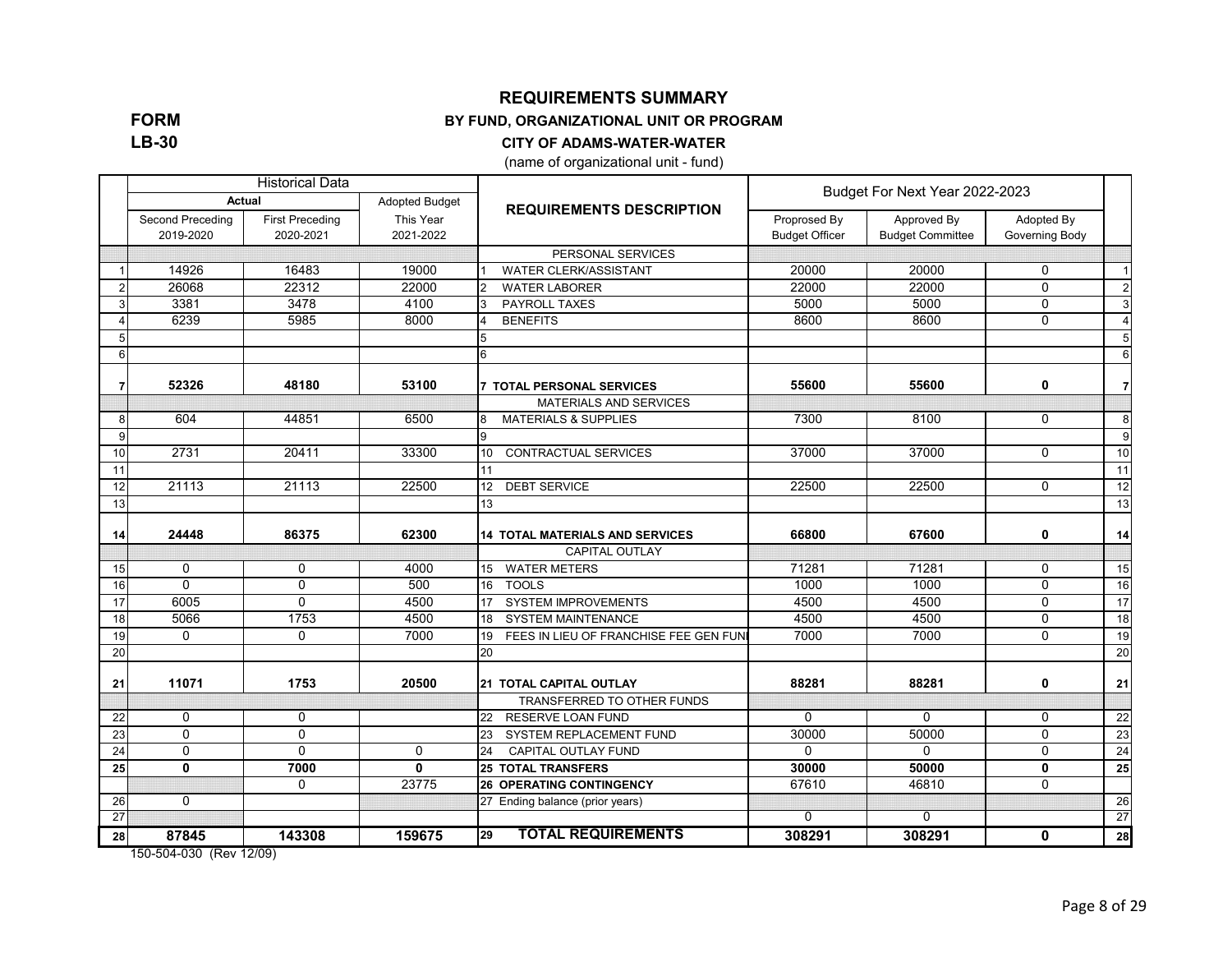# REQUIREMENTS SUMMARY

**FORM LB-30**

**BY FUND, ORGANIZATIONAL UNIT OR PROGRAM**

**CITY OF ADAMS-WATER-WATER**

(name of organizational unit - fund)

| | Historical Data | | | REQUIREMENTS DESCRIPTION | Budget For Next Year 2022-2023 | | | |
|---|---|---|---|---|---|---|---|---|
| | Actual | | Adopted Budget | | | | | |
| | Second Preceding 2019-2020 | First Preceding 2020-2021 | This Year 2021-2022 | | Proprosed By Budget Officer | Approved By Budget Committee | Adopted By Governing Body | |
| | | | | PERSONAL SERVICES | | | | |
| 1 | 14926 | 16483 | 19000 | 1 WATER CLERK/ASSISTANT | 20000 | 20000 | 0 | 1 |
| 2 | 26068 | 22312 | 22000 | 2 WATER LABORER | 22000 | 22000 | 0 | 2 |
| 3 | 3381 | 3478 | 4100 | 3 PAYROLL TAXES | 5000 | 5000 | 0 | 3 |
| 4 | 6239 | 5985 | 8000 | 4 BENEFITS | 8600 | 8600 | 0 | 4 |
| 5 | | | | 5 | | | | 5 |
| 6 | | | | 6 | | | | 6 |
| **7** | **52326** | **48180** | **53100** | **7 TOTAL PERSONAL SERVICES** | **55600** | **55600** | **0** | **7** |
| | | | | MATERIALS AND SERVICES | | | | |
| 8 | 604 | 44851 | 6500 | 8 MATERIALS & SUPPLIES | 7300 | 8100 | 0 | 8 |
| 9 | | | | 9 | | | | 9 |
| 10 | 2731 | 20411 | 33300 | 10 CONTRACTUAL SERVICES | 37000 | 37000 | 0 | 10 |
| 11 | | | | 11 | | | | 11 |
| 12 | 21113 | 21113 | 22500 | 12 DEBT SERVICE | 22500 | 22500 | 0 | 12 |
| 13 | | | | 13 | | | | 13 |
| **14** | **24448** | **86375** | **62300** | **14 TOTAL MATERIALS AND SERVICES** | **66800** | **67600** | **0** | **14** |
| | | | | CAPITAL OUTLAY | | | | |
| 15 | 0 | 0 | 4000 | 15 WATER METERS | 71281 | 71281 | 0 | 15 |
| 16 | 0 | 0 | 500 | 16 TOOLS | 1000 | 1000 | 0 | 16 |
| 17 | 6005 | 0 | 4500 | 17 SYSTEM IMPROVEMENTS | 4500 | 4500 | 0 | 17 |
| 18 | 5066 | 1753 | 4500 | 18 SYSTEM MAINTENANCE | 4500 | 4500 | 0 | 18 |
| 19 | 0 | 0 | 7000 | 19 FEES IN LIEU OF FRANCHISE FEE GEN FUNI | 7000 | 7000 | 0 | 19 |
| 20 | | | | 20 | | | | 20 |
| **21** | **11071** | **1753** | **20500** | **21 TOTAL CAPITAL OUTLAY** | **88281** | **88281** | **0** | **21** |
| | | | | TRANSFERRED TO OTHER FUNDS | | | | |
| 22 | 0 | 0 | | 22 RESERVE LOAN FUND | 0 | 0 | 0 | 22 |
| 23 | 0 | 0 | | 23 SYSTEM REPLACEMENT FUND | 30000 | 50000 | 0 | 23 |
| 24 | 0 | 0 | 0 | 24 CAPITAL OUTLAY FUND | 0 | 0 | 0 | 24 |
| **25** | **0** | **7000** | **0** | **25 TOTAL TRANSFERS** | **30000** | **50000** | **0** | **25** |
| | | 0 | 23775 | **26 OPERATING CONTINGENCY** | 67610 | 46810 | 0 | |
| 26 | 0 | | | 27 Ending balance (prior years) | | | | 26 |
| 27 | | | | | 0 | 0 | | 27 |
| **28** | **87845** | **143308** | **159675** | **29 TOTAL REQUIREMENTS** | **308291** | **308291** | **0** | **28** |

150-504-030 (Rev 12/09)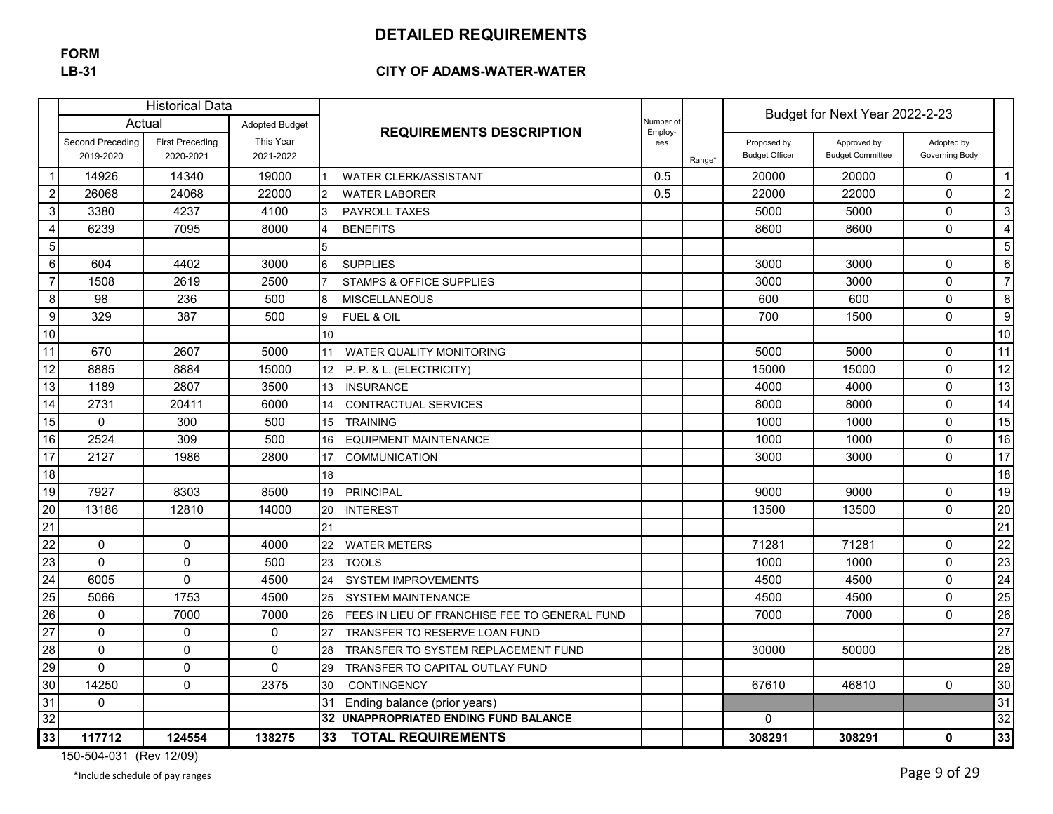**FORM**
**LB-31**

# DETAILED REQUIREMENTS

## CITY OF ADAMS-WATER-WATER

| | Historical Data | | | REQUIREMENTS DESCRIPTION | Number of Employ-ees | Range* | Budget for Next Year 2022-2-23 | | | |
|---|---|---|---|---|---|---|---|---|---|---|
| | Actual | | Adopted Budget | | | | | | | |
| | Second Preceding 2019-2020 | First Preceding 2020-2021 | This Year 2021-2022 | | | | Proposed by Budget Officer | Approved by Budget Committee | Adopted by Governing Body | |
| 1 | 14926 | 14340 | 19000 | 1 WATER CLERK/ASSISTANT | 0.5 | | 20000 | 20000 | 0 | 1 |
| 2 | 26068 | 24068 | 22000 | 2 WATER LABORER | 0.5 | | 22000 | 22000 | 0 | 2 |
| 3 | 3380 | 4237 | 4100 | 3 PAYROLL TAXES | | | 5000 | 5000 | 0 | 3 |
| 4 | 6239 | 7095 | 8000 | 4 BENEFITS | | | 8600 | 8600 | 0 | 4 |
| 5 | | | | 5 | | | | | | 5 |
| 6 | 604 | 4402 | 3000 | 6 SUPPLIES | | | 3000 | 3000 | 0 | 6 |
| 7 | 1508 | 2619 | 2500 | 7 STAMPS & OFFICE SUPPLIES | | | 3000 | 3000 | 0 | 7 |
| 8 | 98 | 236 | 500 | 8 MISCELLANEOUS | | | 600 | 600 | 0 | 8 |
| 9 | 329 | 387 | 500 | 9 FUEL & OIL | | | 700 | 1500 | 0 | 9 |
| 10 | | | | 10 | | | | | | 10 |
| 11 | 670 | 2607 | 5000 | 11 WATER QUALITY MONITORING | | | 5000 | 5000 | 0 | 11 |
| 12 | 8885 | 8884 | 15000 | 12 P. P. & L. (ELECTRICITY) | | | 15000 | 15000 | 0 | 12 |
| 13 | 1189 | 2807 | 3500 | 13 INSURANCE | | | 4000 | 4000 | 0 | 13 |
| 14 | 2731 | 20411 | 6000 | 14 CONTRACTUAL SERVICES | | | 8000 | 8000 | 0 | 14 |
| 15 | 0 | 300 | 500 | 15 TRAINING | | | 1000 | 1000 | 0 | 15 |
| 16 | 2524 | 309 | 500 | 16 EQUIPMENT MAINTENANCE | | | 1000 | 1000 | 0 | 16 |
| 17 | 2127 | 1986 | 2800 | 17 COMMUNICATION | | | 3000 | 3000 | 0 | 17 |
| 18 | | | | 18 | | | | | | 18 |
| 19 | 7927 | 8303 | 8500 | 19 PRINCIPAL | | | 9000 | 9000 | 0 | 19 |
| 20 | 13186 | 12810 | 14000 | 20 INTEREST | | | 13500 | 13500 | 0 | 20 |
| 21 | | | | 21 | | | | | | 21 |
| 22 | 0 | 0 | 4000 | 22 WATER METERS | | | 71281 | 71281 | 0 | 22 |
| 23 | 0 | 0 | 500 | 23 TOOLS | | | 1000 | 1000 | 0 | 23 |
| 24 | 6005 | 0 | 4500 | 24 SYSTEM IMPROVEMENTS | | | 4500 | 4500 | 0 | 24 |
| 25 | 5066 | 1753 | 4500 | 25 SYSTEM MAINTENANCE | | | 4500 | 4500 | 0 | 25 |
| 26 | 0 | 7000 | 7000 | 26 FEES IN LIEU OF FRANCHISE FEE TO GENERAL FUND | | | 7000 | 7000 | 0 | 26 |
| 27 | 0 | 0 | 0 | 27 TRANSFER TO RESERVE LOAN FUND | | | | | | 27 |
| 28 | 0 | 0 | 0 | 28 TRANSFER TO SYSTEM REPLACEMENT FUND | | | 30000 | 50000 | | 28 |
| 29 | 0 | 0 | 0 | 29 TRANSFER TO CAPITAL OUTLAY FUND | | | | | | 29 |
| 30 | 14250 | 0 | 2375 | 30 CONTINGENCY | | | 67610 | 46810 | 0 | 30 |
| 31 | 0 | | | 31 Ending balance (prior years) | | | | | | 31 |
| 32 | | | | 32 **UNAPPROPRIATED ENDING FUND BALANCE** | | | 0 | | | 32 |
| **33** | **117712** | **124554** | **138275** | **33 TOTAL REQUIREMENTS** | | | **308291** | **308291** | **0** | **33** |

150-504-031 (Rev 12/09)

*Include schedule of pay ranges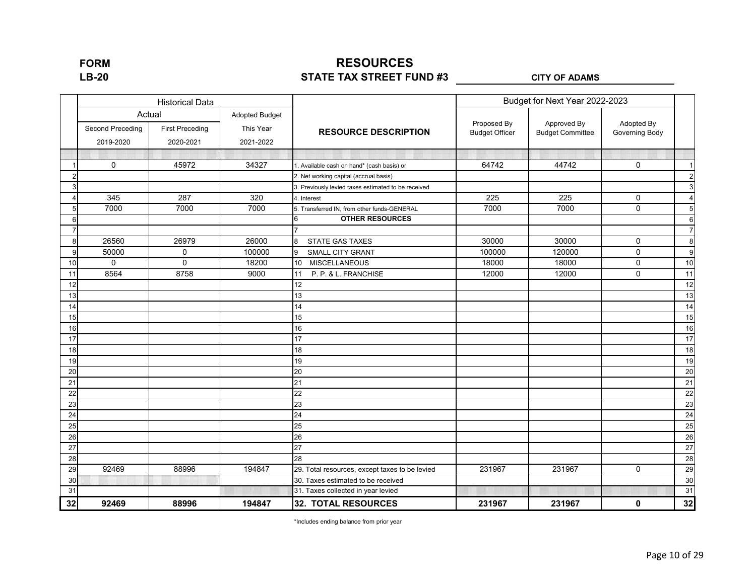**FORM LB-20**

# RESOURCES

## STATE TAX STREET FUND #3

**CITY OF ADAMS**

| | Historical Data | | | | Budget for Next Year 2022-2023 | | | |
|---|---|---|---|---|---|---|---|---|
| | Actual | | Adopted Budget | | | | | |
| | Second Preceding 2019-2020 | First Preceding 2020-2021 | This Year 2021-2022 | RESOURCE DESCRIPTION | Proposed By Budget Officer | Approved By Budget Committee | Adopted By Governing Body | |
| 1 | 0 | 45972 | 34327 | 1. Available cash on hand* (cash basis) or | 64742 | 44742 | 0 | 1 |
| 2 | | | | 2. Net working capital (accrual basis) | | | | 2 |
| 3 | | | | 3. Previously levied taxes estimated to be received | | | | 3 |
| 4 | 345 | 287 | 320 | 4. Interest | 225 | 225 | 0 | 4 |
| 5 | 7000 | 7000 | 7000 | 5. Transferred IN, from other funds-GENERAL | 7000 | 7000 | 0 | 5 |
| 6 | | | | 6 **OTHER RESOURCES** | | | | 6 |
| 7 | | | | 7 | | | | 7 |
| 8 | 26560 | 26979 | 26000 | 8 STATE GAS TAXES | 30000 | 30000 | 0 | 8 |
| 9 | 50000 | 0 | 100000 | 9 SMALL CITY GRANT | 100000 | 120000 | 0 | 9 |
| 10 | 0 | 0 | 18200 | 10 MISCELLANEOUS | 18000 | 18000 | 0 | 10 |
| 11 | 8564 | 8758 | 9000 | 11 P. P. & L. FRANCHISE | 12000 | 12000 | 0 | 11 |
| 12 | | | | 12 | | | | 12 |
| 13 | | | | 13 | | | | 13 |
| 14 | | | | 14 | | | | 14 |
| 15 | | | | 15 | | | | 15 |
| 16 | | | | 16 | | | | 16 |
| 17 | | | | 17 | | | | 17 |
| 18 | | | | 18 | | | | 18 |
| 19 | | | | 19 | | | | 19 |
| 20 | | | | 20 | | | | 20 |
| 21 | | | | 21 | | | | 21 |
| 22 | | | | 22 | | | | 22 |
| 23 | | | | 23 | | | | 23 |
| 24 | | | | 24 | | | | 24 |
| 25 | | | | 25 | | | | 25 |
| 26 | | | | 26 | | | | 26 |
| 27 | | | | 27 | | | | 27 |
| 28 | | | | 28 | | | | 28 |
| 29 | 92469 | 88996 | 194847 | 29. Total resources, except taxes to be levied | 231967 | 231967 | 0 | 29 |
| 30 | | | | 30. Taxes estimated to be received | | | | 30 |
| 31 | | | | 31. Taxes collected in year levied | | | | 31 |
| **32** | **92469** | **88996** | **194847** | **32. TOTAL RESOURCES** | **231967** | **231967** | **0** | **32** |

*Includes ending balance from prior year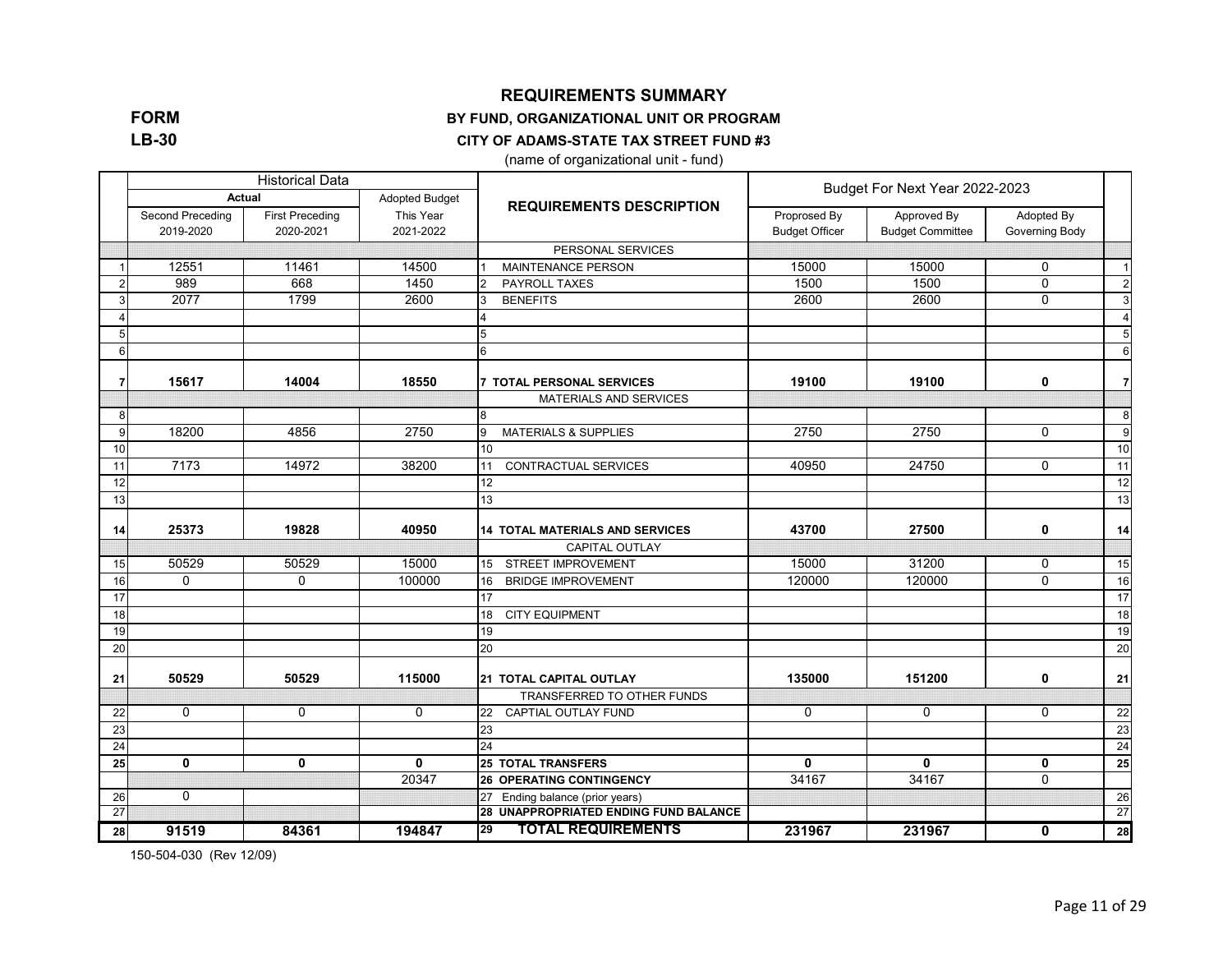# REQUIREMENTS SUMMARY

**FORM LB-30**

## BY FUND, ORGANIZATIONAL UNIT OR PROGRAM

### CITY OF ADAMS-STATE TAX STREET FUND #3

(name of organizational unit - fund)

| | Historical Data | | | REQUIREMENTS DESCRIPTION | Budget For Next Year 2022-2023 | | | |
|---|---|---|---|---|---|---|---|---|
| | Actual | | Adopted Budget | | | | | |
| | Second Preceding 2019-2020 | First Preceding 2020-2021 | This Year 2021-2022 | | Proprosed By Budget Officer | Approved By Budget Committee | Adopted By Governing Body | |
| | | | | PERSONAL SERVICES | | | | |
| 1 | 12551 | 11461 | 14500 | 1 MAINTENANCE PERSON | 15000 | 15000 | 0 | 1 |
| 2 | 989 | 668 | 1450 | 2 PAYROLL TAXES | 1500 | 1500 | 0 | 2 |
| 3 | 2077 | 1799 | 2600 | 3 BENEFITS | 2600 | 2600 | 0 | 3 |
| 4 | | | | 4 | | | | 4 |
| 5 | | | | 5 | | | | 5 |
| 6 | | | | 6 | | | | 6 |
| **7** | **15617** | **14004** | **18550** | **7 TOTAL PERSONAL SERVICES** | **19100** | **19100** | **0** | **7** |
| | | | | MATERIALS AND SERVICES | | | | |
| 8 | | | | 8 | | | | 8 |
| 9 | 18200 | 4856 | 2750 | 9 MATERIALS & SUPPLIES | 2750 | 2750 | 0 | 9 |
| 10 | | | | 10 | | | | 10 |
| 11 | 7173 | 14972 | 38200 | 11 CONTRACTUAL SERVICES | 40950 | 24750 | 0 | 11 |
| 12 | | | | 12 | | | | 12 |
| 13 | | | | 13 | | | | 13 |
| **14** | **25373** | **19828** | **40950** | **14 TOTAL MATERIALS AND SERVICES** | **43700** | **27500** | **0** | **14** |
| | | | | CAPITAL OUTLAY | | | | |
| 15 | 50529 | 50529 | 15000 | 15 STREET IMPROVEMENT | 15000 | 31200 | 0 | 15 |
| 16 | 0 | 0 | 100000 | 16 BRIDGE IMPROVEMENT | 120000 | 120000 | 0 | 16 |
| 17 | | | | 17 | | | | 17 |
| 18 | | | | 18 CITY EQUIPMENT | | | | 18 |
| 19 | | | | 19 | | | | 19 |
| 20 | | | | 20 | | | | 20 |
| **21** | **50529** | **50529** | **115000** | **21 TOTAL CAPITAL OUTLAY** | **135000** | **151200** | **0** | **21** |
| | | | | TRANSFERRED TO OTHER FUNDS | | | | |
| 22 | 0 | 0 | 0 | 22 CAPTIAL OUTLAY FUND | 0 | 0 | 0 | 22 |
| 23 | | | | 23 | | | | 23 |
| 24 | | | | 24 | | | | 24 |
| **25** | **0** | **0** | **0** | **25 TOTAL TRANSFERS** | **0** | **0** | **0** | **25** |
| | | | 20347 | **26 OPERATING CONTINGENCY** | 34167 | 34167 | 0 | |
| 26 | 0 | | | 27 Ending balance (prior years) | | | | 26 |
| 27 | | | | **28 UNAPPROPRIATED ENDING FUND BALANCE** | | | | 27 |
| **28** | **91519** | **84361** | **194847** | **29 TOTAL REQUIREMENTS** | **231967** | **231967** | **0** | **28** |

150-504-030 (Rev 12/09)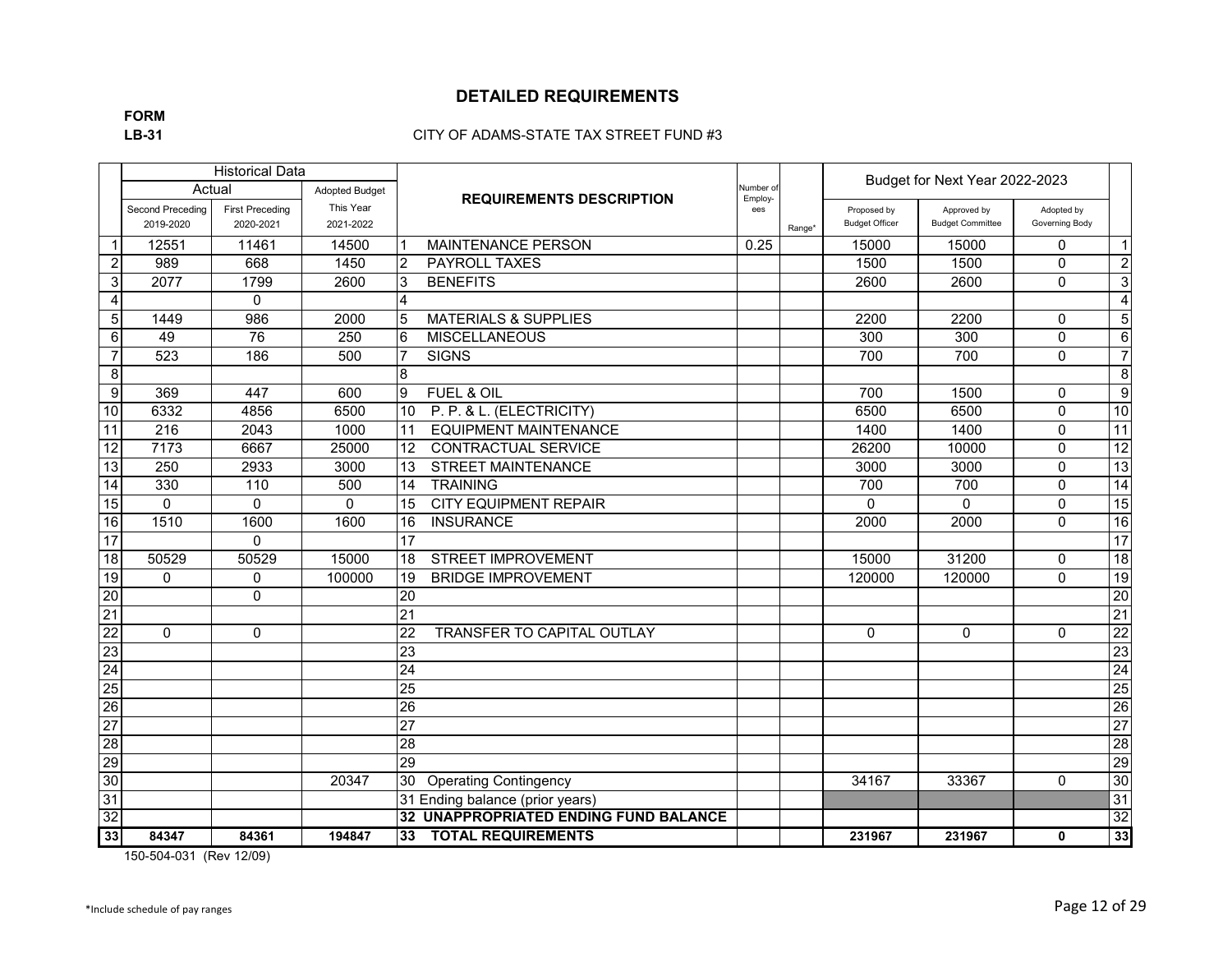# DETAILED REQUIREMENTS

**FORM**
**LB-31**

CITY OF ADAMS-STATE TAX STREET FUND #3

| | Historical Data | | | REQUIREMENTS DESCRIPTION | Number of Employ-ees | Range* | Budget for Next Year 2022-2023 | | | |
|---|---|---|---|---|---|---|---|---|---|---|
| | Actual | | Adopted Budget | | | | | | | |
| | Second Preceding 2019-2020 | First Preceding 2020-2021 | This Year 2021-2022 | | | | Proposed by Budget Officer | Approved by Budget Committee | Adopted by Governing Body | |
| 1 | 12551 | 11461 | 14500 | 1 MAINTENANCE PERSON | 0.25 | | 15000 | 15000 | 0 | 1 |
| 2 | 989 | 668 | 1450 | 2 PAYROLL TAXES | | | 1500 | 1500 | 0 | 2 |
| 3 | 2077 | 1799 | 2600 | 3 BENEFITS | | | 2600 | 2600 | 0 | 3 |
| 4 | | 0 | | 4 | | | | | | 4 |
| 5 | 1449 | 986 | 2000 | 5 MATERIALS & SUPPLIES | | | 2200 | 2200 | 0 | 5 |
| 6 | 49 | 76 | 250 | 6 MISCELLANEOUS | | | 300 | 300 | 0 | 6 |
| 7 | 523 | 186 | 500 | 7 SIGNS | | | 700 | 700 | 0 | 7 |
| 8 | | | | 8 | | | | | | 8 |
| 9 | 369 | 447 | 600 | 9 FUEL & OIL | | | 700 | 1500 | 0 | 9 |
| 10 | 6332 | 4856 | 6500 | 10 P. P. & L. (ELECTRICITY) | | | 6500 | 6500 | 0 | 10 |
| 11 | 216 | 2043 | 1000 | 11 EQUIPMENT MAINTENANCE | | | 1400 | 1400 | 0 | 11 |
| 12 | 7173 | 6667 | 25000 | 12 CONTRACTUAL SERVICE | | | 26200 | 10000 | 0 | 12 |
| 13 | 250 | 2933 | 3000 | 13 STREET MAINTENANCE | | | 3000 | 3000 | 0 | 13 |
| 14 | 330 | 110 | 500 | 14 TRAINING | | | 700 | 700 | 0 | 14 |
| 15 | 0 | 0 | 0 | 15 CITY EQUIPMENT REPAIR | | | 0 | 0 | 0 | 15 |
| 16 | 1510 | 1600 | 1600 | 16 INSURANCE | | | 2000 | 2000 | 0 | 16 |
| 17 | | 0 | | 17 | | | | | | 17 |
| 18 | 50529 | 50529 | 15000 | 18 STREET IMPROVEMENT | | | 15000 | 31200 | 0 | 18 |
| 19 | 0 | 0 | 100000 | 19 BRIDGE IMPROVEMENT | | | 120000 | 120000 | 0 | 19 |
| 20 | | 0 | | 20 | | | | | | 20 |
| 21 | | | | 21 | | | | | | 21 |
| 22 | 0 | 0 | | 22 TRANSFER TO CAPITAL OUTLAY | | | 0 | 0 | 0 | 22 |
| 23 | | | | 23 | | | | | | 23 |
| 24 | | | | 24 | | | | | | 24 |
| 25 | | | | 25 | | | | | | 25 |
| 26 | | | | 26 | | | | | | 26 |
| 27 | | | | 27 | | | | | | 27 |
| 28 | | | | 28 | | | | | | 28 |
| 29 | | | | 29 | | | | | | 29 |
| 30 | | | 20347 | 30 Operating Contingency | | | 34167 | 33367 | 0 | 30 |
| 31 | | | | 31 Ending balance (prior years) | | | | | | 31 |
| 32 | | | | **32 UNAPPROPRIATED ENDING FUND BALANCE** | | | | | | 32 |
| **33** | **84347** | **84361** | **194847** | **33 TOTAL REQUIREMENTS** | | | **231967** | **231967** | **0** | **33** |

150-504-031 (Rev 12/09)

*Include schedule of pay ranges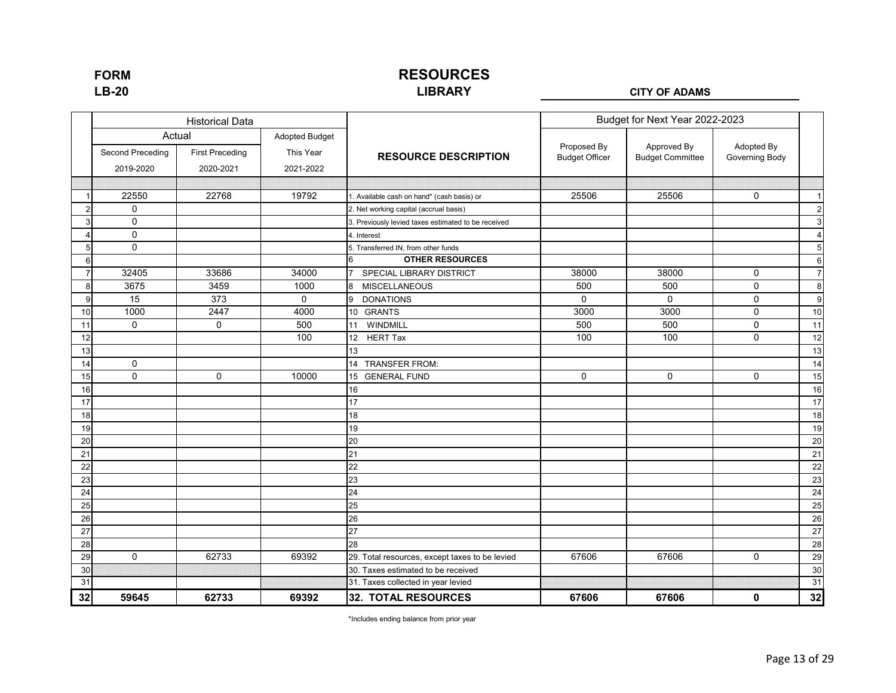**FORM LB-20**

# RESOURCES

## LIBRARY

**CITY OF ADAMS**

| | Historical Data | | | | Budget for Next Year 2022-2023 | | | |
|---|---|---|---|---|---|---|---|---|
| | Actual | | Adopted Budget | | | | | |
| | Second Preceding 2019-2020 | First Preceding 2020-2021 | This Year 2021-2022 | **RESOURCE DESCRIPTION** | Proposed By Budget Officer | Approved By Budget Committee | Adopted By Governing Body | |
| 1 | 22550 | 22768 | 19792 | 1. Available cash on hand* (cash basis) or | 25506 | 25506 | 0 | 1 |
| 2 | 0 | | | 2. Net working capital (accrual basis) | | | | 2 |
| 3 | 0 | | | 3. Previously levied taxes estimated to be received | | | | 3 |
| 4 | 0 | | | 4. Interest | | | | 4 |
| 5 | 0 | | | 5. Transferred IN, from other funds | | | | 5 |
| 6 | | | | 6 **OTHER RESOURCES** | | | | 6 |
| 7 | 32405 | 33686 | 34000 | 7 SPECIAL LIBRARY DISTRICT | 38000 | 38000 | 0 | 7 |
| 8 | 3675 | 3459 | 1000 | 8 MISCELLANEOUS | 500 | 500 | 0 | 8 |
| 9 | 15 | 373 | 0 | 9 DONATIONS | 0 | 0 | 0 | 9 |
| 10 | 1000 | 2447 | 4000 | 10 GRANTS | 3000 | 3000 | 0 | 10 |
| 11 | 0 | 0 | 500 | 11 WINDMILL | 500 | 500 | 0 | 11 |
| 12 | | | 100 | 12 HERT Tax | 100 | 100 | 0 | 12 |
| 13 | | | | 13 | | | | 13 |
| 14 | 0 | | | 14 TRANSFER FROM: | | | | 14 |
| 15 | 0 | 0 | 10000 | 15 GENERAL FUND | 0 | 0 | 0 | 15 |
| 16 | | | | 16 | | | | 16 |
| 17 | | | | 17 | | | | 17 |
| 18 | | | | 18 | | | | 18 |
| 19 | | | | 19 | | | | 19 |
| 20 | | | | 20 | | | | 20 |
| 21 | | | | 21 | | | | 21 |
| 22 | | | | 22 | | | | 22 |
| 23 | | | | 23 | | | | 23 |
| 24 | | | | 24 | | | | 24 |
| 25 | | | | 25 | | | | 25 |
| 26 | | | | 26 | | | | 26 |
| 27 | | | | 27 | | | | 27 |
| 28 | | | | 28 | | | | 28 |
| 29 | 0 | 62733 | 69392 | 29. Total resources, except taxes to be levied | 67606 | 67606 | 0 | 29 |
| 30 | | | | 30. Taxes estimated to be received | | | | 30 |
| 31 | | | | 31. Taxes collected in year levied | | | | 31 |
| **32** | **59645** | **62733** | **69392** | **32. TOTAL RESOURCES** | **67606** | **67606** | **0** | **32** |

*Includes ending balance from prior year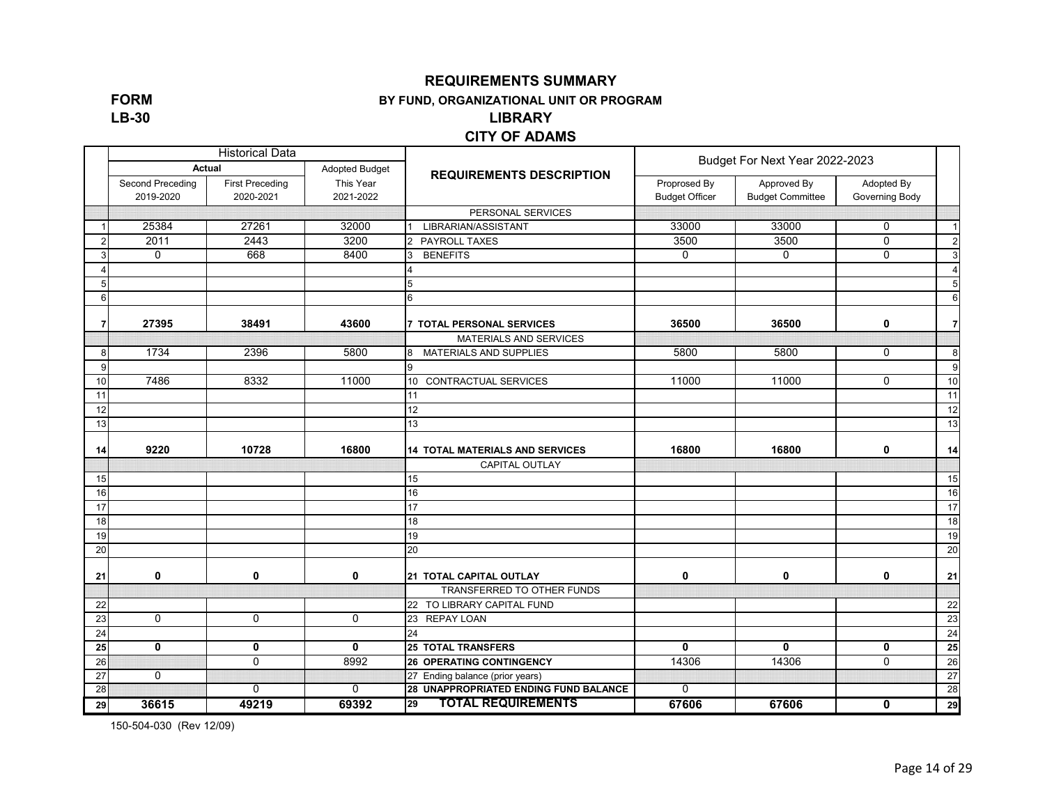# REQUIREMENTS SUMMARY

**FORM LB-30**

**BY FUND, ORGANIZATIONAL UNIT OR PROGRAM**

## LIBRARY

## CITY OF ADAMS

| | Historical Data | | | REQUIREMENTS DESCRIPTION | Budget For Next Year 2022-2023 | | | |
|---|---|---|---|---|---|---|---|---|
| | Actual | | Adopted Budget | | | | | |
| | Second Preceding 2019-2020 | First Preceding 2020-2021 | This Year 2021-2022 | | Proprosed By Budget Officer | Approved By Budget Committee | Adopted By Governing Body | |
| | | | | PERSONAL SERVICES | | | | |
| 1 | 25384 | 27261 | 32000 | 1 LIBRARIAN/ASSISTANT | 33000 | 33000 | 0 | 1 |
| 2 | 2011 | 2443 | 3200 | 2 PAYROLL TAXES | 3500 | 3500 | 0 | 2 |
| 3 | 0 | 668 | 8400 | 3 BENEFITS | 0 | 0 | 0 | 3 |
| 4 | | | | 4 | | | | 4 |
| 5 | | | | 5 | | | | 5 |
| 6 | | | | 6 | | | | 6 |
| **7** | **27395** | **38491** | **43600** | **7 TOTAL PERSONAL SERVICES** | **36500** | **36500** | **0** | **7** |
| | | | | MATERIALS AND SERVICES | | | | |
| 8 | 1734 | 2396 | 5800 | 8 MATERIALS AND SUPPLIES | 5800 | 5800 | 0 | 8 |
| 9 | | | | 9 | | | | 9 |
| 10 | 7486 | 8332 | 11000 | 10 CONTRACTUAL SERVICES | 11000 | 11000 | 0 | 10 |
| 11 | | | | 11 | | | | 11 |
| 12 | | | | 12 | | | | 12 |
| 13 | | | | 13 | | | | 13 |
| **14** | **9220** | **10728** | **16800** | **14 TOTAL MATERIALS AND SERVICES** | **16800** | **16800** | **0** | **14** |
| | | | | CAPITAL OUTLAY | | | | |
| 15 | | | | 15 | | | | 15 |
| 16 | | | | 16 | | | | 16 |
| 17 | | | | 17 | | | | 17 |
| 18 | | | | 18 | | | | 18 |
| 19 | | | | 19 | | | | 19 |
| 20 | | | | 20 | | | | 20 |
| **21** | **0** | **0** | **0** | **21 TOTAL CAPITAL OUTLAY** | **0** | **0** | **0** | **21** |
| | | | | TRANSFERRED TO OTHER FUNDS | | | | |
| 22 | | | | 22 TO LIBRARY CAPITAL FUND | | | | 22 |
| 23 | 0 | 0 | 0 | 23 REPAY LOAN | | | | 23 |
| 24 | | | | 24 | | | | 24 |
| **25** | **0** | **0** | **0** | **25 TOTAL TRANSFERS** | **0** | **0** | **0** | **25** |
| 26 | | 0 | 8992 | **26 OPERATING CONTINGENCY** | 14306 | 14306 | 0 | 26 |
| 27 | 0 | | | 27 Ending balance (prior years) | | | | 27 |
| 28 | | 0 | 0 | **28 UNAPPROPRIATED ENDING FUND BALANCE** | 0 | | | 28 |
| **29** | **36615** | **49219** | **69392** | **29 TOTAL REQUIREMENTS** | **67606** | **67606** | **0** | **29** |

150-504-030 (Rev 12/09)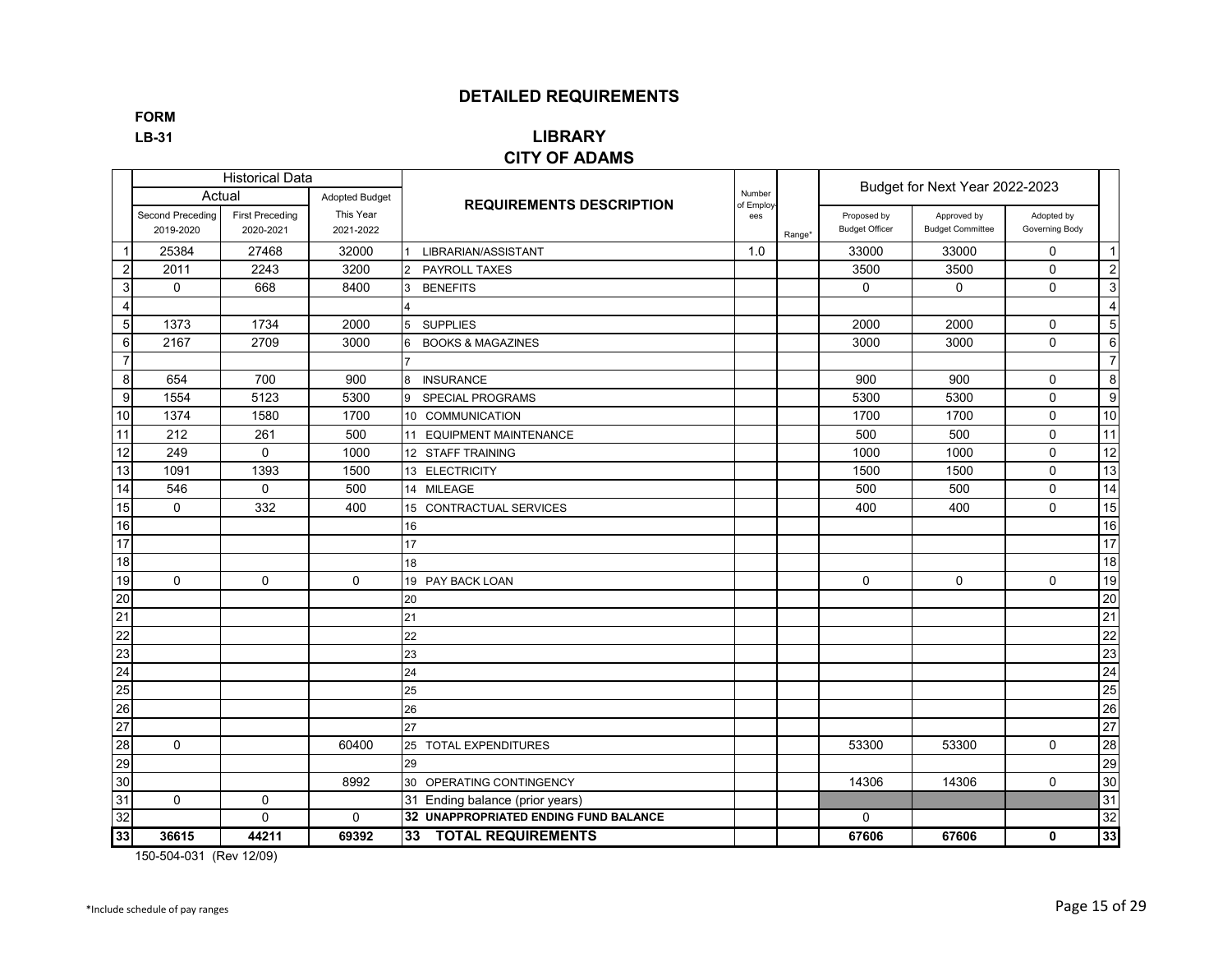# DETAILED REQUIREMENTS

**FORM**
**LB-31**

## LIBRARY
## CITY OF ADAMS

| | Historical Data | | | REQUIREMENTS DESCRIPTION | Number of Employees | Range* | Budget for Next Year 2022-2023 | | | |
|---|---|---|---|---|---|---|---|---|---|---|
| | Actual | | Adopted Budget | | | | | | | |
| | Second Preceding 2019-2020 | First Preceding 2020-2021 | This Year 2021-2022 | | | | Proposed by Budget Officer | Approved by Budget Committee | Adopted by Governing Body | |
| 1 | 25384 | 27468 | 32000 | 1 LIBRARIAN/ASSISTANT | 1.0 | | 33000 | 33000 | 0 | 1 |
| 2 | 2011 | 2243 | 3200 | 2 PAYROLL TAXES | | | 3500 | 3500 | 0 | 2 |
| 3 | 0 | 668 | 8400 | 3 BENEFITS | | | 0 | 0 | 0 | 3 |
| 4 | | | | 4 | | | | | | 4 |
| 5 | 1373 | 1734 | 2000 | 5 SUPPLIES | | | 2000 | 2000 | 0 | 5 |
| 6 | 2167 | 2709 | 3000 | 6 BOOKS & MAGAZINES | | | 3000 | 3000 | 0 | 6 |
| 7 | | | | 7 | | | | | | 7 |
| 8 | 654 | 700 | 900 | 8 INSURANCE | | | 900 | 900 | 0 | 8 |
| 9 | 1554 | 5123 | 5300 | 9 SPECIAL PROGRAMS | | | 5300 | 5300 | 0 | 9 |
| 10 | 1374 | 1580 | 1700 | 10 COMMUNICATION | | | 1700 | 1700 | 0 | 10 |
| 11 | 212 | 261 | 500 | 11 EQUIPMENT MAINTENANCE | | | 500 | 500 | 0 | 11 |
| 12 | 249 | 0 | 1000 | 12 STAFF TRAINING | | | 1000 | 1000 | 0 | 12 |
| 13 | 1091 | 1393 | 1500 | 13 ELECTRICITY | | | 1500 | 1500 | 0 | 13 |
| 14 | 546 | 0 | 500 | 14 MILEAGE | | | 500 | 500 | 0 | 14 |
| 15 | 0 | 332 | 400 | 15 CONTRACTUAL SERVICES | | | 400 | 400 | 0 | 15 |
| 16 | | | | 16 | | | | | | 16 |
| 17 | | | | 17 | | | | | | 17 |
| 18 | | | | 18 | | | | | | 18 |
| 19 | 0 | 0 | 0 | 19 PAY BACK LOAN | | | 0 | 0 | 0 | 19 |
| 20 | | | | 20 | | | | | | 20 |
| 21 | | | | 21 | | | | | | 21 |
| 22 | | | | 22 | | | | | | 22 |
| 23 | | | | 23 | | | | | | 23 |
| 24 | | | | 24 | | | | | | 24 |
| 25 | | | | 25 | | | | | | 25 |
| 26 | | | | 26 | | | | | | 26 |
| 27 | | | | 27 | | | | | | 27 |
| 28 | 0 | | 60400 | 25 TOTAL EXPENDITURES | | | 53300 | 53300 | 0 | 28 |
| 29 | | | | 29 | | | | | | 29 |
| 30 | | | 8992 | 30 OPERATING CONTINGENCY | | | 14306 | 14306 | 0 | 30 |
| 31 | 0 | 0 | | 31 Ending balance (prior years) | | | | | | 31 |
| 32 | | 0 | 0 | **32 UNAPPROPRIATED ENDING FUND BALANCE** | | | 0 | | | 32 |
| **33** | **36615** | **44211** | **69392** | **33 TOTAL REQUIREMENTS** | | | **67606** | **67606** | **0** | **33** |

150-504-031 (Rev 12/09)

*Include schedule of pay ranges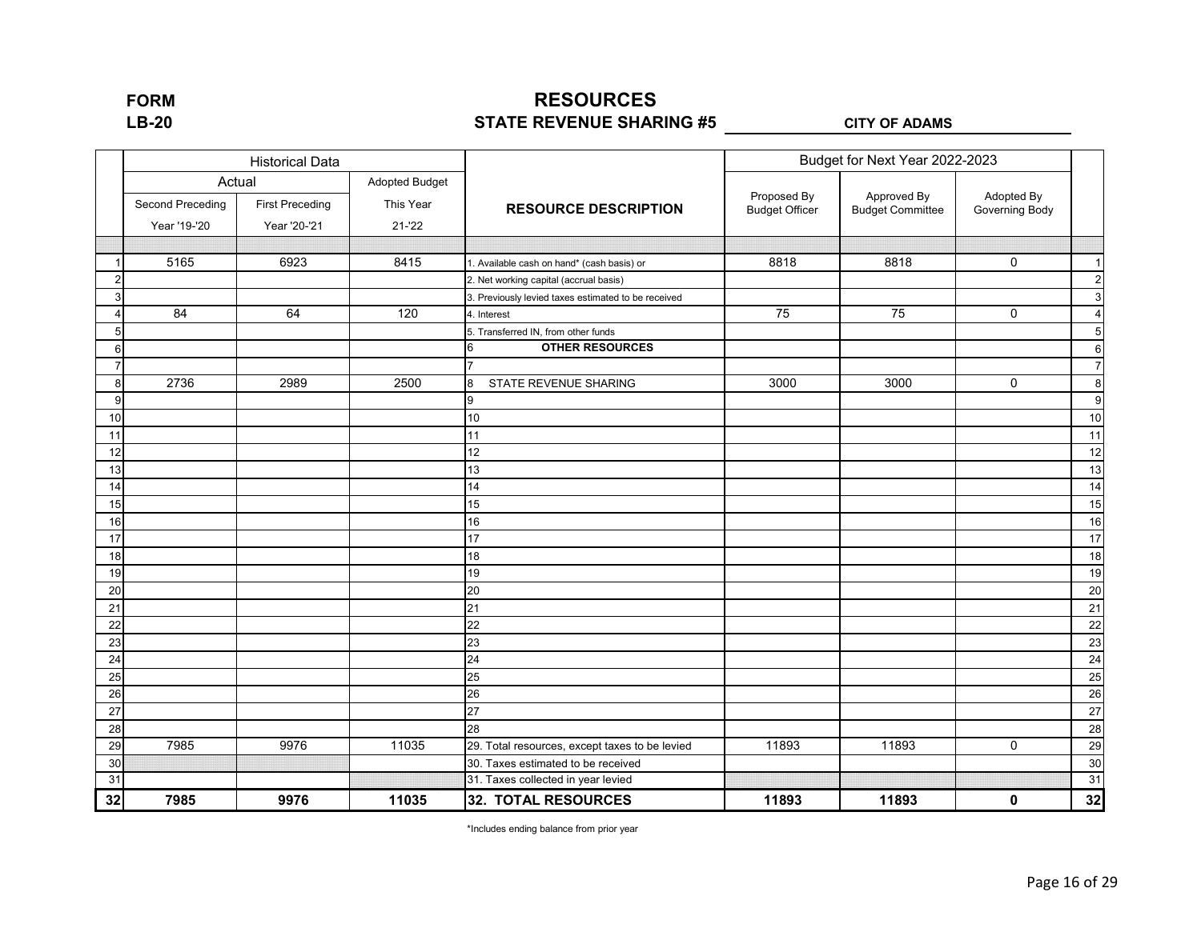**FORM**
**LB-20**

# RESOURCES
## STATE REVENUE SHARING #5

**CITY OF ADAMS**

| | Historical Data | | | | Budget for Next Year 2022-2023 | | | |
|---|---|---|---|---|---|---|---|---|
| | Actual | | Adopted Budget | | | | | |
| | Second Preceding Year '19-'20 | First Preceding Year '20-'21 | This Year 21-'22 | RESOURCE DESCRIPTION | Proposed By Budget Officer | Approved By Budget Committee | Adopted By Governing Body | |
| 1 | 5165 | 6923 | 8415 | 1. Available cash on hand* (cash basis) or | 8818 | 8818 | 0 | 1 |
| 2 | | | | 2. Net working capital (accrual basis) | | | | 2 |
| 3 | | | | 3. Previously levied taxes estimated to be received | | | | 3 |
| 4 | 84 | 64 | 120 | 4. Interest | 75 | 75 | 0 | 4 |
| 5 | | | | 5. Transferred IN, from other funds | | | | 5 |
| 6 | | | | 6 **OTHER RESOURCES** | | | | 6 |
| 7 | | | | 7 | | | | 7 |
| 8 | 2736 | 2989 | 2500 | 8 STATE REVENUE SHARING | 3000 | 3000 | 0 | 8 |
| 9 | | | | 9 | | | | 9 |
| 10 | | | | 10 | | | | 10 |
| 11 | | | | 11 | | | | 11 |
| 12 | | | | 12 | | | | 12 |
| 13 | | | | 13 | | | | 13 |
| 14 | | | | 14 | | | | 14 |
| 15 | | | | 15 | | | | 15 |
| 16 | | | | 16 | | | | 16 |
| 17 | | | | 17 | | | | 17 |
| 18 | | | | 18 | | | | 18 |
| 19 | | | | 19 | | | | 19 |
| 20 | | | | 20 | | | | 20 |
| 21 | | | | 21 | | | | 21 |
| 22 | | | | 22 | | | | 22 |
| 23 | | | | 23 | | | | 23 |
| 24 | | | | 24 | | | | 24 |
| 25 | | | | 25 | | | | 25 |
| 26 | | | | 26 | | | | 26 |
| 27 | | | | 27 | | | | 27 |
| 28 | | | | 28 | | | | 28 |
| 29 | 7985 | 9976 | 11035 | 29. Total resources, except taxes to be levied | 11893 | 11893 | 0 | 29 |
| 30 | | | | 30. Taxes estimated to be received | | | | 30 |
| 31 | | | | 31. Taxes collected in year levied | | | | 31 |
| **32** | **7985** | **9976** | **11035** | **32. TOTAL RESOURCES** | **11893** | **11893** | **0** | **32** |

*Includes ending balance from prior year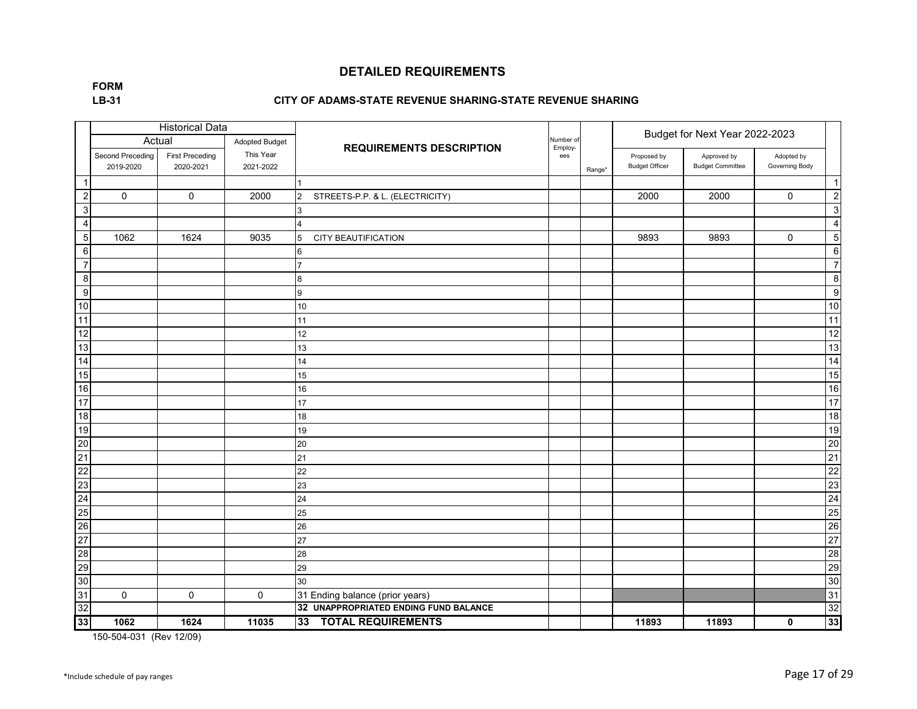# DETAILED REQUIREMENTS

**FORM**
**LB-31**

**CITY OF ADAMS-STATE REVENUE SHARING-STATE REVENUE SHARING**

| | Historical Data | | | REQUIREMENTS DESCRIPTION | Number of Employ-ees | Range* | Budget for Next Year 2022-2023 | | | |
|---|---|---|---|---|---|---|---|---|---|---|
| | Actual | | Adopted Budget | | | | | | | |
| | Second Preceding 2019-2020 | First Preceding 2020-2021 | This Year 2021-2022 | | | | Proposed by Budget Officer | Approved by Budget Committee | Adopted by Governing Body | |
| 1 | | | | 1 | | | | | | 1 |
| 2 | 0 | 0 | 2000 | 2 STREETS-P.P. & L. (ELECTRICITY) | | | 2000 | 2000 | 0 | 2 |
| 3 | | | | 3 | | | | | | 3 |
| 4 | | | | 4 | | | | | | 4 |
| 5 | 1062 | 1624 | 9035 | 5 CITY BEAUTIFICATION | | | 9893 | 9893 | 0 | 5 |
| 6 | | | | 6 | | | | | | 6 |
| 7 | | | | 7 | | | | | | 7 |
| 8 | | | | 8 | | | | | | 8 |
| 9 | | | | 9 | | | | | | 9 |
| 10 | | | | 10 | | | | | | 10 |
| 11 | | | | 11 | | | | | | 11 |
| 12 | | | | 12 | | | | | | 12 |
| 13 | | | | 13 | | | | | | 13 |
| 14 | | | | 14 | | | | | | 14 |
| 15 | | | | 15 | | | | | | 15 |
| 16 | | | | 16 | | | | | | 16 |
| 17 | | | | 17 | | | | | | 17 |
| 18 | | | | 18 | | | | | | 18 |
| 19 | | | | 19 | | | | | | 19 |
| 20 | | | | 20 | | | | | | 20 |
| 21 | | | | 21 | | | | | | 21 |
| 22 | | | | 22 | | | | | | 22 |
| 23 | | | | 23 | | | | | | 23 |
| 24 | | | | 24 | | | | | | 24 |
| 25 | | | | 25 | | | | | | 25 |
| 26 | | | | 26 | | | | | | 26 |
| 27 | | | | 27 | | | | | | 27 |
| 28 | | | | 28 | | | | | | 28 |
| 29 | | | | 29 | | | | | | 29 |
| 30 | | | | 30 | | | | | | 30 |
| 31 | 0 | 0 | 0 | 31 Ending balance (prior years) | | | | | | 31 |
| 32 | | | | **32 UNAPPROPRIATED ENDING FUND BALANCE** | | | | | | 32 |
| **33** | **1062** | **1624** | **11035** | **33 TOTAL REQUIREMENTS** | | | **11893** | **11893** | **0** | **33** |

150-504-031 (Rev 12/09)

*Include schedule of pay ranges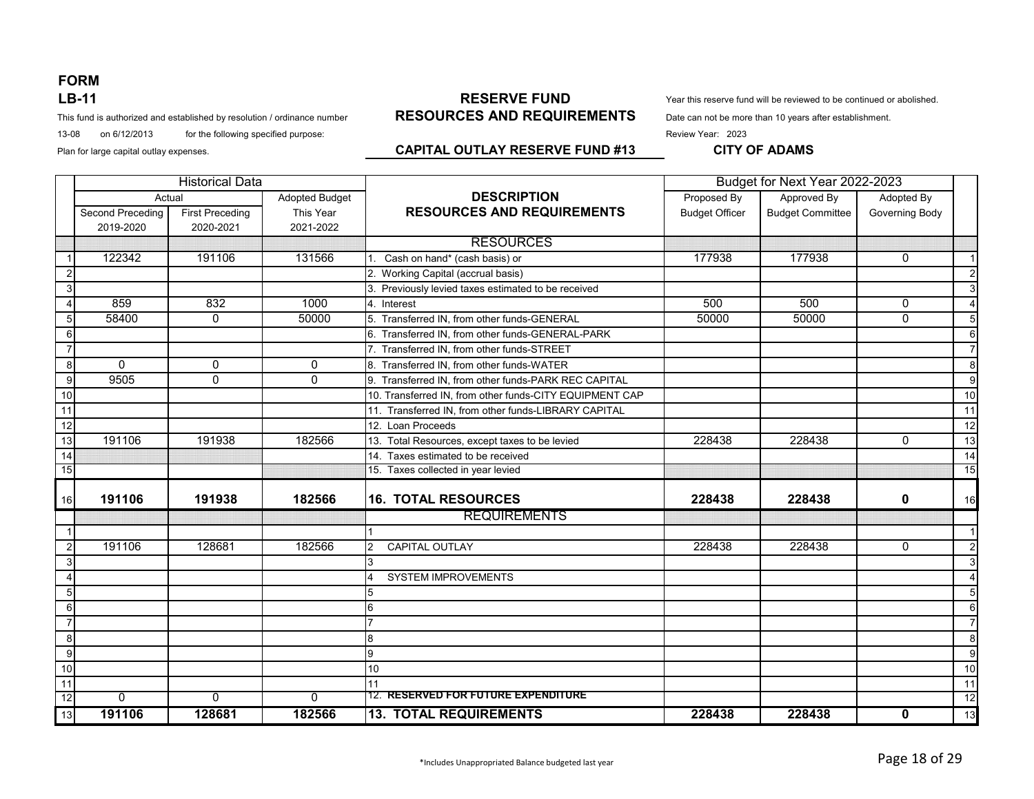# FORM
# LB-11

## RESERVE FUND
## RESOURCES AND REQUIREMENTS

This fund is authorized and established by resolution / ordinance number 13-08 on 6/12/2013 for the following specified purpose:

Plan for large capital outlay expenses.

Year this reserve fund will be reviewed to be continued or abolished.
Date can not be more than 10 years after establishment.
Review Year: 2023

### CAPITAL OUTLAY RESERVE FUND #13

### CITY OF ADAMS

| | Historical Data | | | DESCRIPTION RESOURCES AND REQUIREMENTS | Budget for Next Year 2022-2023 | | | |
|---|---|---|---|---|---|---|---|---|
| | Actual | | Adopted Budget | | | | | |
| | Second Preceding 2019-2020 | First Preceding 2020-2021 | This Year 2021-2022 | | Proposed By Budget Officer | Approved By Budget Committee | Adopted By Governing Body | |
| | | | | **RESOURCES** | | | | |
| 1 | 122342 | 191106 | 131566 | 1. Cash on hand* (cash basis) or | 177938 | 177938 | 0 | 1 |
| 2 | | | | 2. Working Capital (accrual basis) | | | | 2 |
| 3 | | | | 3. Previously levied taxes estimated to be received | | | | 3 |
| 4 | 859 | 832 | 1000 | 4. Interest | 500 | 500 | 0 | 4 |
| 5 | 58400 | 0 | 50000 | 5. Transferred IN, from other funds-GENERAL | 50000 | 50000 | 0 | 5 |
| 6 | | | | 6. Transferred IN, from other funds-GENERAL-PARK | | | | 6 |
| 7 | | | | 7. Transferred IN, from other funds-STREET | | | | 7 |
| 8 | 0 | 0 | 0 | 8. Transferred IN, from other funds-WATER | | | | 8 |
| 9 | 9505 | 0 | 0 | 9. Transferred IN, from other funds-PARK REC CAPITAL | | | | 9 |
| 10 | | | | 10. Transferred IN, from other funds-CITY EQUIPMENT CAP | | | | 10 |
| 11 | | | | 11. Transferred IN, from other funds-LIBRARY CAPITAL | | | | 11 |
| 12 | | | | 12. Loan Proceeds | | | | 12 |
| 13 | 191106 | 191938 | 182566 | 13. Total Resources, except taxes to be levied | 228438 | 228438 | 0 | 13 |
| 14 | | | | 14. Taxes estimated to be received | | | | 14 |
| 15 | | | | 15. Taxes collected in year levied | | | | 15 |
| 16 | **191106** | **191938** | **182566** | **16. TOTAL RESOURCES** | **228438** | **228438** | **0** | 16 |
| | | | | **REQUIREMENTS** | | | | |
| 1 | | | | 1 | | | | 1 |
| 2 | 191106 | 128681 | 182566 | 2 CAPITAL OUTLAY | 228438 | 228438 | 0 | 2 |
| 3 | | | | 3 | | | | 3 |
| 4 | | | | 4 SYSTEM IMPROVEMENTS | | | | 4 |
| 5 | | | | 5 | | | | 5 |
| 6 | | | | 6 | | | | 6 |
| 7 | | | | 7 | | | | 7 |
| 8 | | | | 8 | | | | 8 |
| 9 | | | | 9 | | | | 9 |
| 10 | | | | 10 | | | | 10 |
| 11 | | | | 11 | | | | 11 |
| 12 | 0 | 0 | 0 | 12. **RESERVED FOR FUTURE EXPENDITURE** | | | | 12 |
| 13 | **191106** | **128681** | **182566** | **13. TOTAL REQUIREMENTS** | **228438** | **228438** | **0** | 13 |

*Includes Unappropriated Balance budgeted last year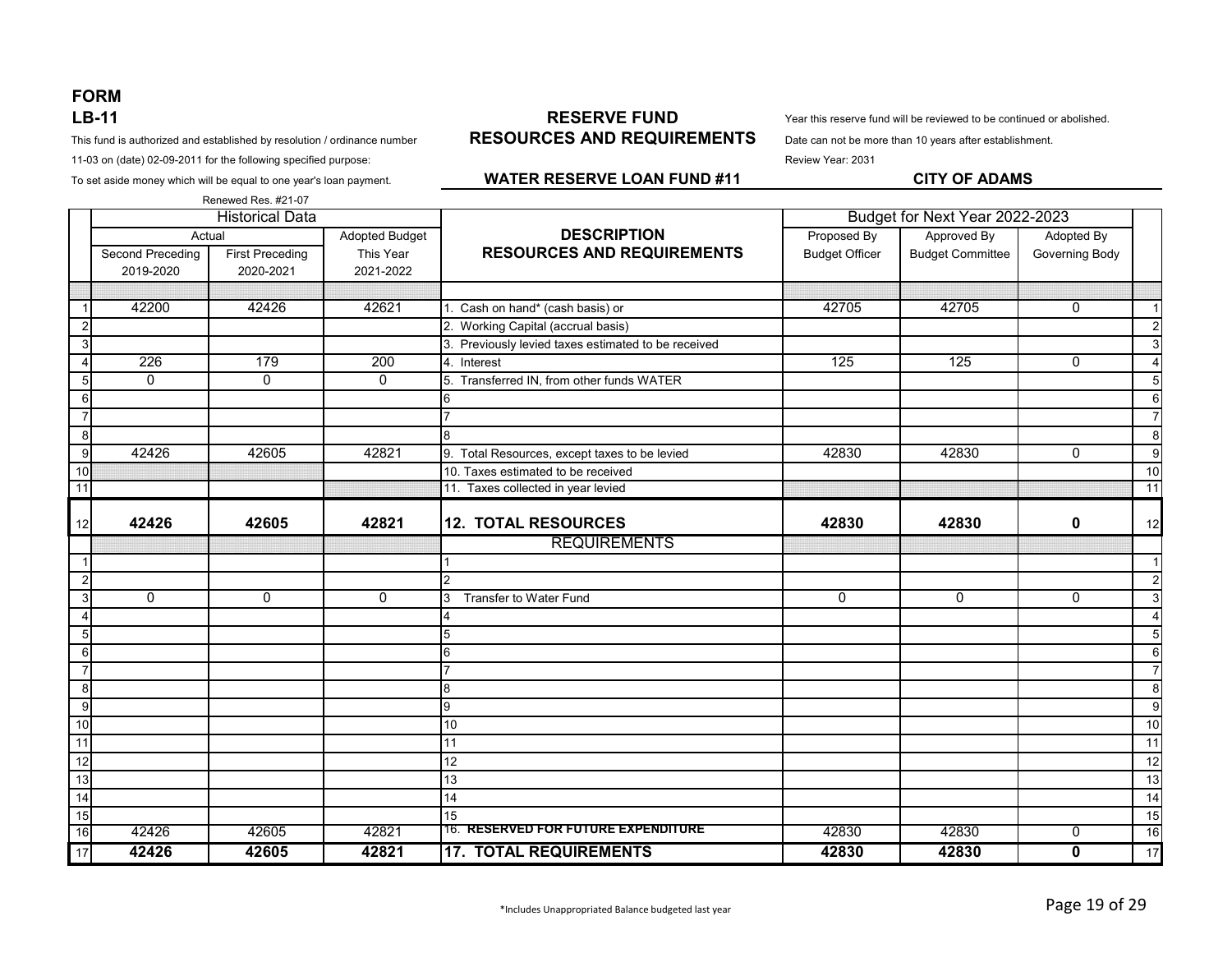# FORM LB-11

## RESERVE FUND RESOURCES AND REQUIREMENTS

This fund is authorized and established by resolution / ordinance number 11-03 on (date) 02-09-2011 for the following specified purpose:

To set aside money which will be equal to one year's loan payment.

Renewed Res. #21-07

Year this reserve fund will be reviewed to be continued or abolished.

Date can not be more than 10 years after establishment.

Review Year: 2031

**WATER RESERVE LOAN FUND #11**

**CITY OF ADAMS**

| | Historical Data | | | DESCRIPTION RESOURCES AND REQUIREMENTS | Budget for Next Year 2022-2023 | | | |
|---|---|---|---|---|---|---|---|---|
| | Actual | | Adopted Budget | | Proposed By | Approved By | Adopted By | |
| | Second Preceding 2019-2020 | First Preceding 2020-2021 | This Year 2021-2022 | | Budget Officer | Budget Committee | Governing Body | |
| 1 | 42200 | 42426 | 42621 | 1. Cash on hand* (cash basis) or | 42705 | 42705 | 0 | 1 |
| 2 | | | | 2. Working Capital (accrual basis) | | | | 2 |
| 3 | | | | 3. Previously levied taxes estimated to be received | | | | 3 |
| 4 | 226 | 179 | 200 | 4. Interest | 125 | 125 | 0 | 4 |
| 5 | 0 | 0 | 0 | 5. Transferred IN, from other funds WATER | | | | 5 |
| 6 | | | | 6 | | | | 6 |
| 7 | | | | 7 | | | | 7 |
| 8 | | | | 8 | | | | 8 |
| 9 | 42426 | 42605 | 42821 | 9. Total Resources, except taxes to be levied | 42830 | 42830 | 0 | 9 |
| 10 | | | | 10. Taxes estimated to be received | | | | 10 |
| 11 | | | | 11. Taxes collected in year levied | | | | 11 |
| 12 | **42426** | **42605** | **42821** | **12. TOTAL RESOURCES** | **42830** | **42830** | **0** | 12 |
| | | | | REQUIREMENTS | | | | |
| 1 | | | | 1 | | | | 1 |
| 2 | | | | 2 | | | | 2 |
| 3 | 0 | 0 | 0 | 3 Transfer to Water Fund | 0 | 0 | 0 | 3 |
| 4 | | | | 4 | | | | 4 |
| 5 | | | | 5 | | | | 5 |
| 6 | | | | 6 | | | | 6 |
| 7 | | | | 7 | | | | 7 |
| 8 | | | | 8 | | | | 8 |
| 9 | | | | 9 | | | | 9 |
| 10 | | | | 10 | | | | 10 |
| 11 | | | | 11 | | | | 11 |
| 12 | | | | 12 | | | | 12 |
| 13 | | | | 13 | | | | 13 |
| 14 | | | | 14 | | | | 14 |
| 15 | | | | 15 | | | | 15 |
| 16 | 42426 | 42605 | 42821 | 16. RESERVED FOR FUTURE EXPENDITURE | 42830 | 42830 | 0 | 16 |
| 17 | **42426** | **42605** | **42821** | **17. TOTAL REQUIREMENTS** | **42830** | **42830** | **0** | 17 |

*Includes Unappropriated Balance budgeted last year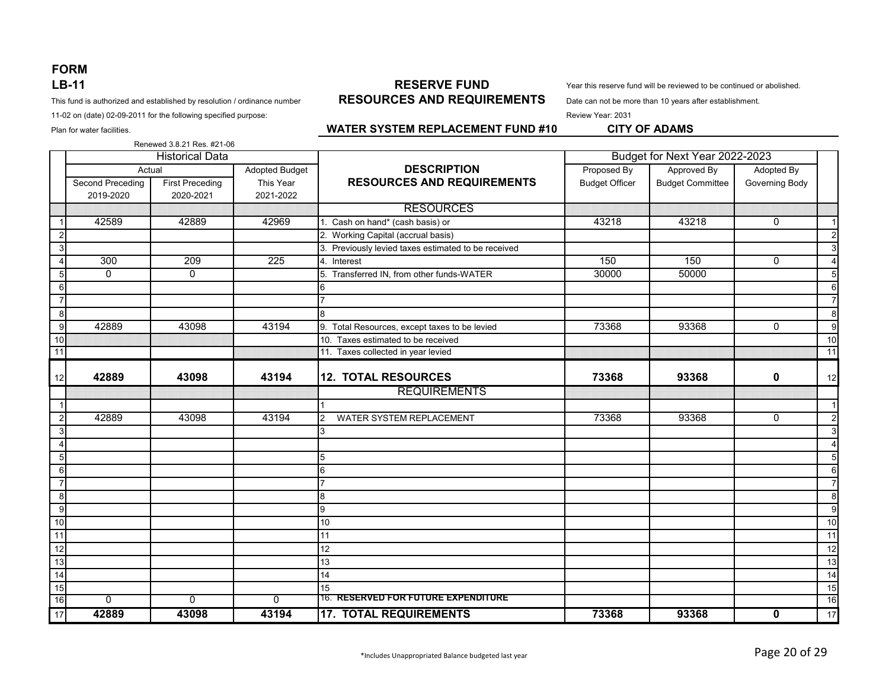**FORM**
**LB-11**

This fund is authorized and established by resolution / ordinance number 11-02 on (date) 02-09-2011 for the following specified purpose:

Plan for water facilities.

Renewed 3.8.21 Res. #21-06

## RESERVE FUND
## RESOURCES AND REQUIREMENTS

**WATER SYSTEM REPLACEMENT FUND #10**

Year this reserve fund will be reviewed to be continued or abolished.

Date can not be more than 10 years after establishment.

Review Year: 2031

**CITY OF ADAMS**

| | Historical Data | | | DESCRIPTION RESOURCES AND REQUIREMENTS | Budget for Next Year 2022-2023 | | | |
|---|---|---|---|---|---|---|---|---|
| | Actual | | Adopted Budget | | Proposed By | Approved By | Adopted By | |
| | Second Preceding 2019-2020 | First Preceding 2020-2021 | This Year 2021-2022 | | Budget Officer | Budget Committee | Governing Body | |
| | | | | RESOURCES | | | | |
| 1 | 42589 | 42889 | 42969 | 1. Cash on hand* (cash basis) or | 43218 | 43218 | 0 | 1 |
| 2 | | | | 2. Working Capital (accrual basis) | | | | 2 |
| 3 | | | | 3. Previously levied taxes estimated to be received | | | | 3 |
| 4 | 300 | 209 | 225 | 4. Interest | 150 | 150 | 0 | 4 |
| 5 | 0 | 0 | | 5. Transferred IN, from other funds-WATER | 30000 | 50000 | | 5 |
| 6 | | | | 6 | | | | 6 |
| 7 | | | | 7 | | | | 7 |
| 8 | | | | 8 | | | | 8 |
| 9 | 42889 | 43098 | 43194 | 9. Total Resources, except taxes to be levied | 73368 | 93368 | 0 | 9 |
| 10 | | | | 10. Taxes estimated to be received | | | | 10 |
| 11 | | | | 11. Taxes collected in year levied | | | | 11 |
| 12 | **42889** | **43098** | **43194** | **12. TOTAL RESOURCES** | **73368** | **93368** | **0** | 12 |
| | | | | REQUIREMENTS | | | | |
| 1 | | | | 1 | | | | 1 |
| 2 | 42889 | 43098 | 43194 | 2 WATER SYSTEM REPLACEMENT | 73368 | 93368 | 0 | 2 |
| 3 | | | | 3 | | | | 3 |
| 4 | | | | | | | | 4 |
| 5 | | | | 5 | | | | 5 |
| 6 | | | | 6 | | | | 6 |
| 7 | | | | 7 | | | | 7 |
| 8 | | | | 8 | | | | 8 |
| 9 | | | | 9 | | | | 9 |
| 10 | | | | 10 | | | | 10 |
| 11 | | | | 11 | | | | 11 |
| 12 | | | | 12 | | | | 12 |
| 13 | | | | 13 | | | | 13 |
| 14 | | | | 14 | | | | 14 |
| 15 | | | | 15 | | | | 15 |
| 16 | 0 | 0 | 0 | 16. **RESERVED FOR FUTURE EXPENDITURE** | | | | 16 |
| 17 | **42889** | **43098** | **43194** | **17. TOTAL REQUIREMENTS** | **73368** | **93368** | **0** | 17 |

*Includes Unappropriated Balance budgeted last year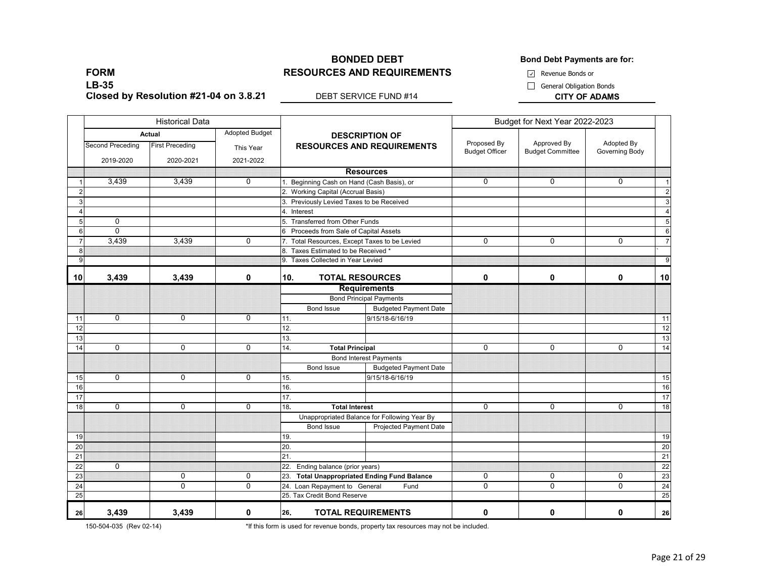**FORM**
**LB-35**
**Closed by Resolution #21-04 on 3.8.21**

# BONDED DEBT
# RESOURCES AND REQUIREMENTS

DEBT SERVICE FUND #14

**Bond Debt Payments are for:**

☑ Revenue Bonds or

☐ General Obligation Bonds

**CITY OF ADAMS**

| | Historical Data | | | DESCRIPTION OF RESOURCES AND REQUIREMENTS | | Budget for Next Year 2022-2023 | | | |
|---|---|---|---|---|---|---|---|---|---|
| | Actual | | Adopted Budget | | | | | | |
| | Second Preceding 2019-2020 | First Preceding 2020-2021 | This Year 2021-2022 | | | Proposed By Budget Officer | Approved By Budget Committee | Adopted By Governing Body | |
| | | | | **Resources** | | | | | |
| 1 | 3,439 | 3,439 | 0 | 1. Beginning Cash on Hand (Cash Basis), or | | 0 | 0 | 0 | 1 |
| 2 | | | | 2. Working Capital (Accrual Basis) | | | | | 2 |
| 3 | | | | 3. Previously Levied Taxes to be Received | | | | | 3 |
| 4 | | | | 4. Interest | | | | | 4 |
| 5 | 0 | | | 5. Transferred from Other Funds | | | | | 5 |
| 6 | 0 | | | 6 Proceeds from Sale of Capital Assets | | | | | 6 |
| 7 | 3,439 | 3,439 | 0 | 7. Total Resources, Except Taxes to be Levied | | 0 | 0 | 0 | 7 |
| 8 | | | | 8. Taxes Estimated to be Received * | | | | | ` |
| 9 | | | | 9. Taxes Collected in Year Levied | | | | | 9 |
| **10** | **3,439** | **3,439** | **0** | **10. TOTAL RESOURCES** | | **0** | **0** | **0** | **10** |
| | | | | **Requirements** | | | | | |
| | | | | Bond Principal Payments | | | | | |
| | | | | Bond Issue | Budgeted Payment Date | | | | |
| 11 | 0 | 0 | 0 | 11. | 9/15/18-6/16/19 | | | | 11 |
| 12 | | | | 12. | | | | | 12 |
| 13 | | | | 13. | | | | | 13 |
| 14 | 0 | 0 | 0 | 14. **Total Principal** | | 0 | 0 | 0 | 14 |
| | | | | Bond Interest Payments | | | | | |
| | | | | Bond Issue | Budgeted Payment Date | | | | |
| 15 | 0 | 0 | 0 | 15. | 9/15/18-6/16/19 | | | | 15 |
| 16 | | | | 16. | | | | | 16 |
| 17 | | | | 17. | | | | | 17 |
| 18 | 0 | 0 | 0 | 18. **Total Interest** | | 0 | 0 | 0 | 18 |
| | | | | Unappropriated Balance for Following Year By | | | | | |
| | | | | Bond Issue | Projected Payment Date | | | | |
| 19 | | | | 19. | | | | | 19 |
| 20 | | | | 20. | | | | | 20 |
| 21 | | | | 21. | | | | | 21 |
| 22 | 0 | | | 22. Ending balance (prior years) | | | | | 22 |
| 23 | | 0 | 0 | 23. **Total Unappropriated Ending Fund Balance** | | 0 | 0 | 0 | 23 |
| 24 | | 0 | 0 | 24. Loan Repayment to General Fund | | 0 | 0 | 0 | 24 |
| 25 | | | | 25. Tax Credit Bond Reserve | | | | | 25 |
| **26** | **3,439** | **3,439** | **0** | **26. TOTAL REQUIREMENTS** | | **0** | **0** | **0** | **26** |

150-504-035 (Rev 02-14)

*If this form is used for revenue bonds, property tax resources may not be included.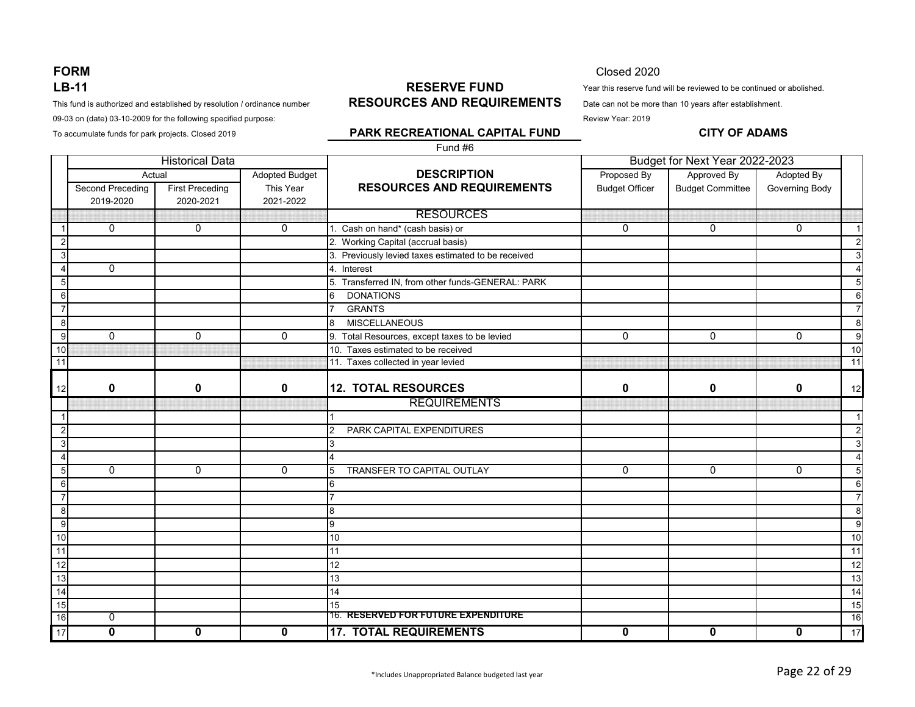**FORM**
**LB-11**

This fund is authorized and established by resolution / ordinance number 09-03 on (date) 03-10-2009 for the following specified purpose:

To accumulate funds for park projects. Closed 2019

## RESERVE FUND
## RESOURCES AND REQUIREMENTS

### PARK RECREATIONAL CAPITAL FUND

Fund #6

Closed 2020

Year this reserve fund will be reviewed to be continued or abolished.

Date can not be more than 10 years after establishment.

Review Year: 2019

### CITY OF ADAMS

| | Historical Data | | | DESCRIPTION RESOURCES AND REQUIREMENTS | Budget for Next Year 2022-2023 | | | |
|---|---|---|---|---|---|---|---|---|
| | Actual | | Adopted Budget | | | | | |
| | Second Preceding 2019-2020 | First Preceding 2020-2021 | This Year 2021-2022 | | Proposed By Budget Officer | Approved By Budget Committee | Adopted By Governing Body | |
| | | | | RESOURCES | | | | |
| 1 | 0 | 0 | 0 | 1. Cash on hand* (cash basis) or | 0 | 0 | 0 | 1 |
| 2 | | | | 2. Working Capital (accrual basis) | | | | 2 |
| 3 | | | | 3. Previously levied taxes estimated to be received | | | | 3 |
| 4 | 0 | | | 4. Interest | | | | 4 |
| 5 | | | | 5. Transferred IN, from other funds-GENERAL: PARK | | | | 5 |
| 6 | | | | 6 DONATIONS | | | | 6 |
| 7 | | | | 7 GRANTS | | | | 7 |
| 8 | | | | 8 MISCELLANEOUS | | | | 8 |
| 9 | 0 | 0 | 0 | 9. Total Resources, except taxes to be levied | 0 | 0 | 0 | 9 |
| 10 | | | | 10. Taxes estimated to be received | | | | 10 |
| 11 | | | | 11. Taxes collected in year levied | | | | 11 |
| 12 | **0** | **0** | **0** | **12. TOTAL RESOURCES** | **0** | **0** | **0** | 12 |
| | | | | REQUIREMENTS | | | | |
| 1 | | | | 1 | | | | 1 |
| 2 | | | | 2 PARK CAPITAL EXPENDITURES | | | | 2 |
| 3 | | | | 3 | | | | 3 |
| 4 | | | | 4 | | | | 4 |
| 5 | 0 | 0 | 0 | 5 TRANSFER TO CAPITAL OUTLAY | 0 | 0 | 0 | 5 |
| 6 | | | | 6 | | | | 6 |
| 7 | | | | 7 | | | | 7 |
| 8 | | | | 8 | | | | 8 |
| 9 | | | | 9 | | | | 9 |
| 10 | | | | 10 | | | | 10 |
| 11 | | | | 11 | | | | 11 |
| 12 | | | | 12 | | | | 12 |
| 13 | | | | 13 | | | | 13 |
| 14 | | | | 14 | | | | 14 |
| 15 | | | | 15 | | | | 15 |
| 16 | 0 | | | 16. RESERVED FOR FUTURE EXPENDITURE | | | | 16 |
| 17 | **0** | **0** | **0** | **17. TOTAL REQUIREMENTS** | **0** | **0** | **0** | 17 |

*Includes Unappropriated Balance budgeted last year